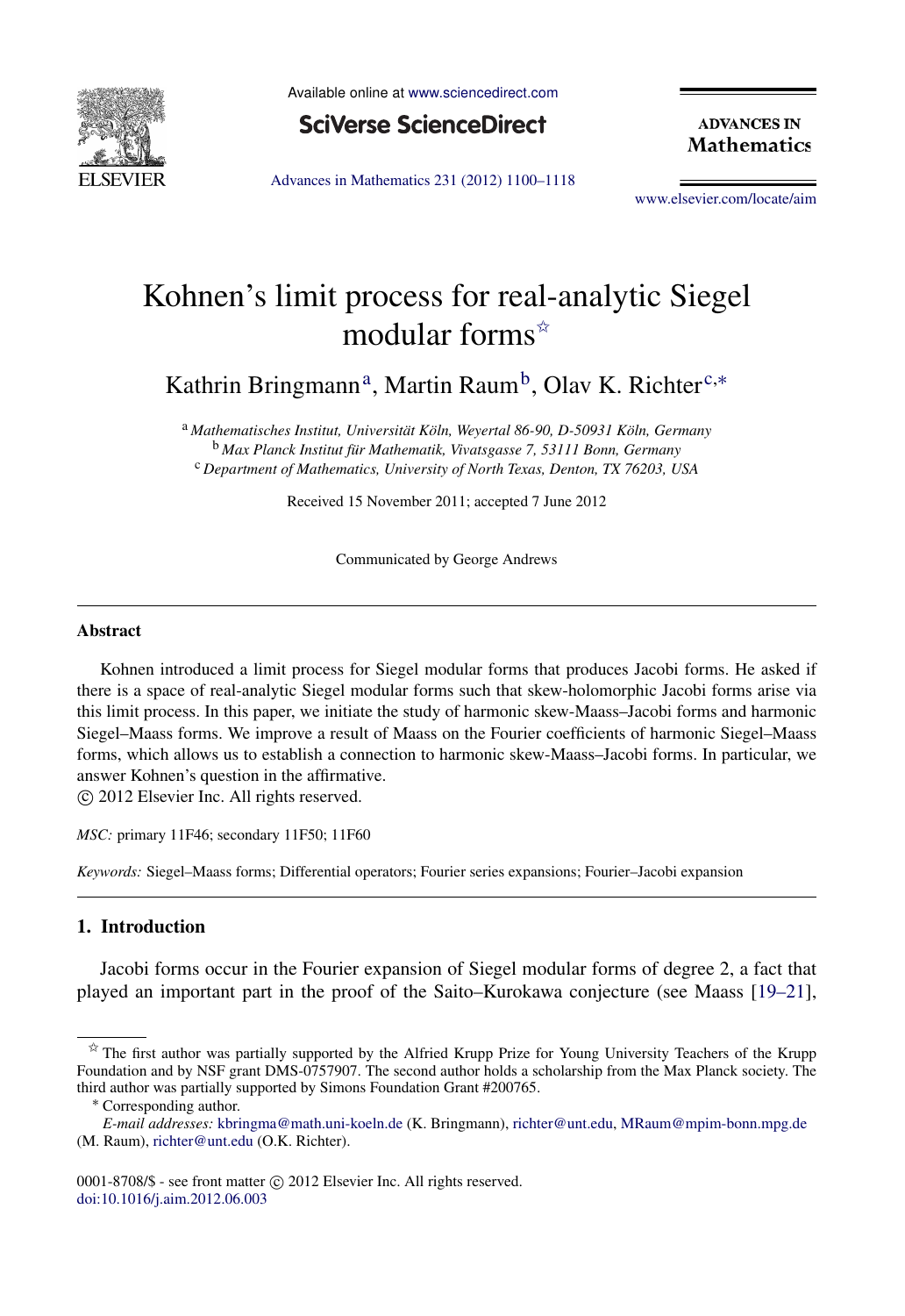# Kohnen's limit process for real-analytic Siegel modular forms[☆]

Kathrin Bringmann[a], Martin Raum[b], Olav K. Richter[c,*]

[a] *Mathematisches Institut, Universität Köln, Weyertal 86-90, D-50931 Köln, Germany*
[b] *Max Planck Institut für Mathematik, Vivatsgasse 7, 53111 Bonn, Germany*
[c] *Department of Mathematics, University of North Texas, Denton, TX 76203, USA*

Received 15 November 2011; accepted 7 June 2012

Communicated by George Andrews

---

### Abstract

Kohnen introduced a limit process for Siegel modular forms that produces Jacobi forms. He asked if there is a space of real-analytic Siegel modular forms such that skew-holomorphic Jacobi forms arise via this limit process. In this paper, we initiate the study of harmonic skew-Maass–Jacobi forms and harmonic Siegel–Maass forms. We improve a result of Maass on the Fourier coefficients of harmonic Siegel–Maass forms, which allows us to establish a connection to harmonic skew-Maass–Jacobi forms. In particular, we answer Kohnen's question in the affirmative.
© 2012 Elsevier Inc. All rights reserved.

*MSC:* primary 11F46; secondary 11F50; 11F60

*Keywords:* Siegel–Maass forms; Differential operators; Fourier series expansions; Fourier–Jacobi expansion

---

## 1. Introduction

Jacobi forms occur in the Fourier expansion of Siegel modular forms of degree 2, a fact that played an important part in the proof of the Saito–Kurokawa conjecture (see Maass [19–21],

---

[☆] The first author was partially supported by the Alfried Krupp Prize for Young University Teachers of the Krupp Foundation and by NSF grant DMS-0757907. The second author holds a scholarship from the Max Planck society. The third author was partially supported by Simons Foundation Grant #200765.

[*] Corresponding author.

*E-mail addresses:* kbringma@math.uni-koeln.de (K. Bringmann), richter@unt.edu, MRaum@mpim-bonn.mpg.de (M. Raum), richter@unt.edu (O.K. Richter).

0001-8708/$ - see front matter © 2012 Elsevier Inc. All rights reserved.
doi:10.1016/j.aim.2012.06.003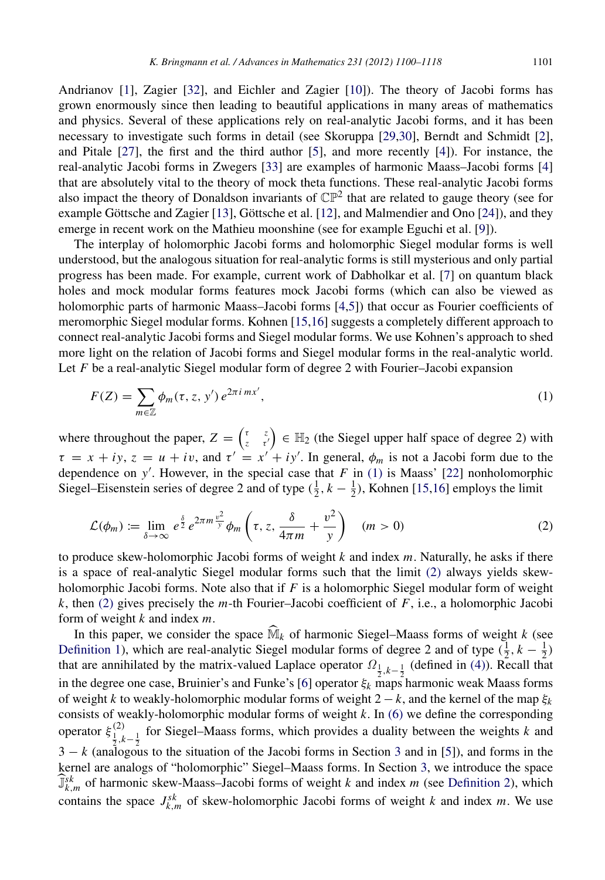Andrianov [1], Zagier [32], and Eichler and Zagier [10]). The theory of Jacobi forms has grown enormously since then leading to beautiful applications in many areas of mathematics and physics. Several of these applications rely on real-analytic Jacobi forms, and it has been necessary to investigate such forms in detail (see Skoruppa [29,30], Berndt and Schmidt [2], and Pitale [27], the first and the third author [5], and more recently [4]). For instance, the real-analytic Jacobi forms in Zwegers [33] are examples of harmonic Maass–Jacobi forms [4] that are absolutely vital to the theory of mock theta functions. These real-analytic Jacobi forms also impact the theory of Donaldson invariants of $\mathbb{CP}^2$ that are related to gauge theory (see for example Göttsche and Zagier [13], Göttsche et al. [12], and Malmendier and Ono [24]), and they emerge in recent work on the Mathieu moonshine (see for example Eguchi et al. [9]).

The interplay of holomorphic Jacobi forms and holomorphic Siegel modular forms is well understood, but the analogous situation for real-analytic forms is still mysterious and only partial progress has been made. For example, current work of Dabholkar et al. [7] on quantum black holes and mock modular forms features mock Jacobi forms (which can also be viewed as holomorphic parts of harmonic Maass–Jacobi forms [4,5]) that occur as Fourier coefficients of meromorphic Siegel modular forms. Kohnen [15,16] suggests a completely different approach to connect real-analytic Jacobi forms and Siegel modular forms. We use Kohnen's approach to shed more light on the relation of Jacobi forms and Siegel modular forms in the real-analytic world. Let $F$ be a real-analytic Siegel modular form of degree 2 with Fourier–Jacobi expansion

$$F(Z) = \sum_{m\in\mathbb{Z}} \phi_m(\tau, z, y')\, e^{2\pi i\, m x'}, \tag{1}$$

where throughout the paper, $Z = \begin{pmatrix} \tau & z \\ z & \tau' \end{pmatrix} \in \mathbb{H}_2$ (the Siegel upper half space of degree 2) with $\tau = x + iy$, $z = u + iv$, and $\tau' = x' + iy'$. In general, $\phi_m$ is not a Jacobi form due to the dependence on $y'$. However, in the special case that $F$ in (1) is Maass' [22] nonholomorphic Siegel–Eisenstein series of degree 2 and of type $(\frac{1}{2}, k - \frac{1}{2})$, Kohnen [15,16] employs the limit

$$\mathcal{L}(\phi_m) := \lim_{\delta\to\infty} e^{\frac{\delta}{2}}\, e^{2\pi m \frac{v^2}{y}} \phi_m\left(\tau, z, \frac{\delta}{4\pi m} + \frac{v^2}{y}\right) \quad (m > 0) \tag{2}$$

to produce skew-holomorphic Jacobi forms of weight $k$ and index $m$. Naturally, he asks if there is a space of real-analytic Siegel modular forms such that the limit (2) always yields skew-holomorphic Jacobi forms. Note also that if $F$ is a holomorphic Siegel modular form of weight $k$, then (2) gives precisely the $m$-th Fourier–Jacobi coefficient of $F$, i.e., a holomorphic Jacobi form of weight $k$ and index $m$.

In this paper, we consider the space $\widehat{\mathbb{M}}_k$ of harmonic Siegel–Maass forms of weight $k$ (see Definition 1), which are real-analytic Siegel modular forms of degree 2 and of type $(\frac{1}{2}, k - \frac{1}{2})$ that are annihilated by the matrix-valued Laplace operator $\Omega_{\frac{1}{2},k-\frac{1}{2}}$ (defined in (4)). Recall that in the degree one case, Bruinier's and Funke's [6] operator $\xi_k$ maps harmonic weak Maass forms of weight $k$ to weakly-holomorphic modular forms of weight $2 - k$, and the kernel of the map $\xi_k$ consists of weakly-holomorphic modular forms of weight $k$. In (6) we define the corresponding operator $\xi^{(2)}_{\frac{1}{2},k-\frac{1}{2}}$ for Siegel–Maass forms, which provides a duality between the weights $k$ and $3 - k$ (analogous to the situation of the Jacobi forms in Section 3 and in [5]), and forms in the kernel are analogs of "holomorphic" Siegel–Maass forms. In Section 3, we introduce the space $\widehat{\mathbb{J}}^{sk}_{k,m}$ of harmonic skew-Maass–Jacobi forms of weight $k$ and index $m$ (see Definition 2), which contains the space $J^{sk}_{k,m}$ of skew-holomorphic Jacobi forms of weight $k$ and index $m$. We use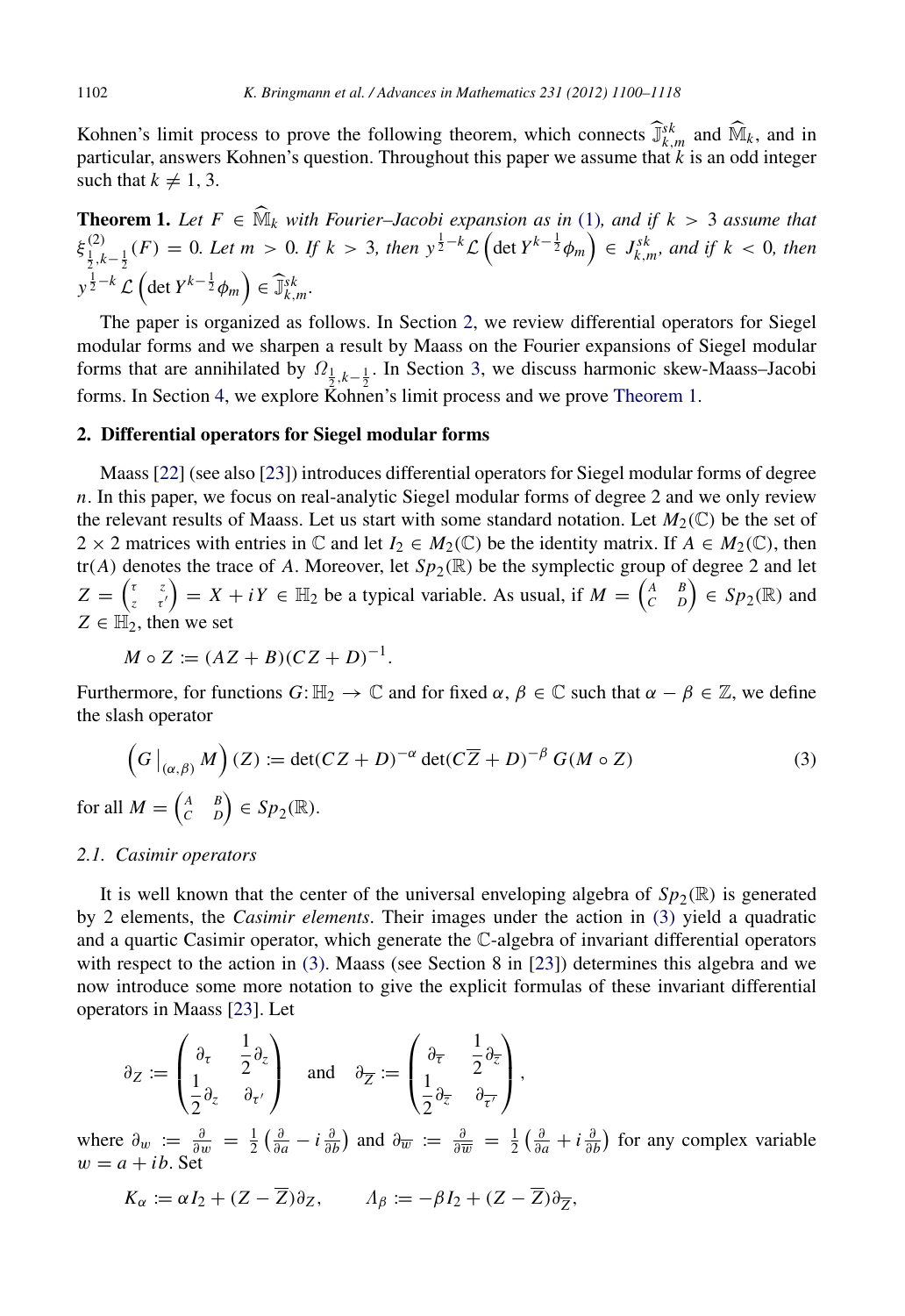Kohnen's limit process to prove the following theorem, which connects $\widehat{\mathbb{J}}^{sk}_{k,m}$ and $\widehat{\mathbb{M}}_k$, and in particular, answers Kohnen's question. Throughout this paper we assume that $k$ is an odd integer such that $k \neq 1, 3$.

**Theorem 1.** *Let $F \in \widehat{\mathbb{M}}_k$ with Fourier–Jacobi expansion as in (1), and if $k > 3$ assume that $\xi^{(2)}_{\frac{1}{2},k-\frac{1}{2}}(F) = 0$. Let $m > 0$. If $k > 3$, then $y^{\frac{1}{2}-k}\mathcal{L}\left(\det Y^{k-\frac{1}{2}}\phi_m\right) \in J^{sk}_{k,m}$, and if $k < 0$, then $y^{\frac{1}{2}-k}\,\mathcal{L}\left(\det Y^{k-\frac{1}{2}}\phi_m\right) \in \widehat{\mathbb{J}}^{sk}_{k,m}$.*

The paper is organized as follows. In Section 2, we review differential operators for Siegel modular forms and we sharpen a result by Maass on the Fourier expansions of Siegel modular forms that are annihilated by $\Omega_{\frac{1}{2},k-\frac{1}{2}}$. In Section 3, we discuss harmonic skew-Maass–Jacobi forms. In Section 4, we explore Kohnen's limit process and we prove Theorem 1.

## 2. Differential operators for Siegel modular forms

Maass [22] (see also [23]) introduces differential operators for Siegel modular forms of degree $n$. In this paper, we focus on real-analytic Siegel modular forms of degree 2 and we only review the relevant results of Maass. Let us start with some standard notation. Let $M_2(\mathbb{C})$ be the set of $2 \times 2$ matrices with entries in $\mathbb{C}$ and let $I_2 \in M_2(\mathbb{C})$ be the identity matrix. If $A \in M_2(\mathbb{C})$, then $\mathrm{tr}(A)$ denotes the trace of $A$. Moreover, let $Sp_2(\mathbb{R})$ be the symplectic group of degree 2 and let $Z = \left(\begin{smallmatrix} \tau & z \\ z & \tau' \end{smallmatrix}\right) = X + iY \in \mathbb{H}_2$ be a typical variable. As usual, if $M = \left(\begin{smallmatrix} A & B \\ C & D \end{smallmatrix}\right) \in Sp_2(\mathbb{R})$ and $Z \in \mathbb{H}_2$, then we set

$$M \circ Z := (AZ + B)(CZ + D)^{-1}.$$

Furthermore, for functions $G\colon \mathbb{H}_2 \to \mathbb{C}$ and for fixed $\alpha, \beta \in \mathbb{C}$ such that $\alpha - \beta \in \mathbb{Z}$, we define the slash operator

$$\left(G\,\big|_{(\alpha,\beta)}\,M\right)(Z) := \det(CZ + D)^{-\alpha}\det(C\overline{Z} + D)^{-\beta}\,G(M \circ Z) \tag{3}$$

for all $M = \left(\begin{smallmatrix} A & B \\ C & D \end{smallmatrix}\right) \in Sp_2(\mathbb{R})$.

### 2.1. Casimir operators

It is well known that the center of the universal enveloping algebra of $Sp_2(\mathbb{R})$ is generated by 2 elements, the *Casimir elements*. Their images under the action in (3) yield a quadratic and a quartic Casimir operator, which generate the $\mathbb{C}$-algebra of invariant differential operators with respect to the action in (3). Maass (see Section 8 in [23]) determines this algebra and we now introduce some more notation to give the explicit formulas of these invariant differential operators in Maass [23]. Let

$$\partial_Z := \begin{pmatrix} \partial_\tau & \frac{1}{2}\partial_z \\ \frac{1}{2}\partial_z & \partial_{\tau'} \end{pmatrix} \quad \text{and} \quad \partial_{\overline{Z}} := \begin{pmatrix} \partial_{\overline{\tau}} & \frac{1}{2}\partial_{\overline{z}} \\ \frac{1}{2}\partial_{\overline{z}} & \partial_{\overline{\tau'}} \end{pmatrix},$$

where $\partial_w := \frac{\partial}{\partial w} = \frac{1}{2}\left(\frac{\partial}{\partial a} - i\frac{\partial}{\partial b}\right)$ and $\partial_{\overline{w}} := \frac{\partial}{\partial \overline{w}} = \frac{1}{2}\left(\frac{\partial}{\partial a} + i\frac{\partial}{\partial b}\right)$ for any complex variable $w = a + ib$. Set

$$K_\alpha := \alpha I_2 + (Z - \overline{Z})\partial_Z, \qquad \Lambda_\beta := -\beta I_2 + (Z - \overline{Z})\partial_{\overline{Z}},$$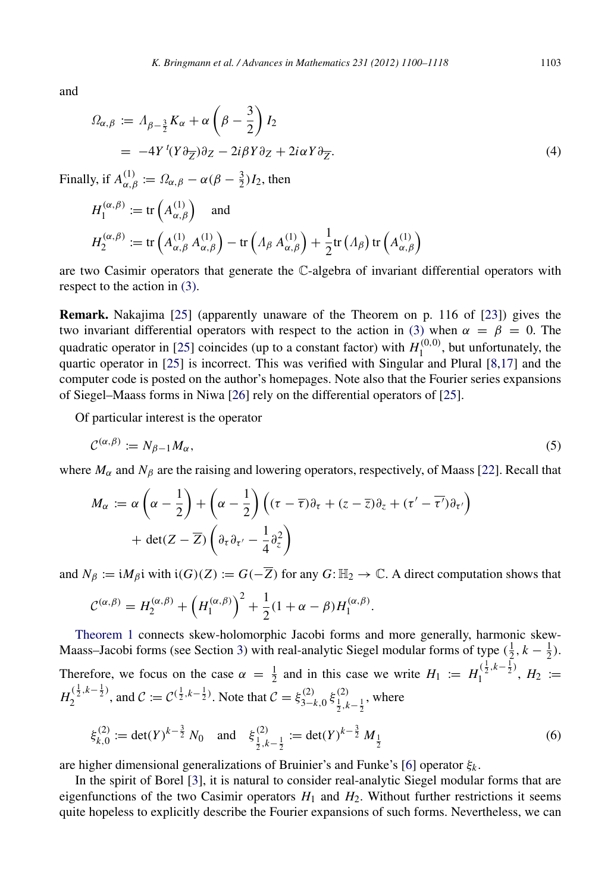and

$$
\begin{aligned}
\Omega_{\alpha,\beta} &:= \Lambda_{\beta-\frac{3}{2}} K_\alpha + \alpha\left(\beta - \frac{3}{2}\right) I_2 \\
&= -4Y\,{}^t(Y\partial_{\overline{Z}})\partial_Z - 2i\beta Y\partial_Z + 2i\alpha Y\partial_{\overline{Z}}.
\end{aligned}
\tag{4}
$$

Finally, if $A^{(1)}_{\alpha,\beta} := \Omega_{\alpha,\beta} - \alpha(\beta - \frac{3}{2})I_2$, then

$$
H_1^{(\alpha,\beta)} := \operatorname{tr}\left(A^{(1)}_{\alpha,\beta}\right) \quad \text{and}
$$

$$
H_2^{(\alpha,\beta)} := \operatorname{tr}\left(A^{(1)}_{\alpha,\beta}\,A^{(1)}_{\alpha,\beta}\right) - \operatorname{tr}\left(\Lambda_\beta\,A^{(1)}_{\alpha,\beta}\right) + \frac{1}{2}\operatorname{tr}\left(\Lambda_\beta\right)\operatorname{tr}\left(A^{(1)}_{\alpha,\beta}\right)
$$

are two Casimir operators that generate the $\mathbb{C}$-algebra of invariant differential operators with respect to the action in (3).

**Remark.** Nakajima [25] (apparently unaware of the Theorem on p. 116 of [23]) gives the two invariant differential operators with respect to the action in (3) when $\alpha = \beta = 0$. The quadratic operator in [25] coincides (up to a constant factor) with $H_1^{(0,0)}$, but unfortunately, the quartic operator in [25] is incorrect. This was verified with Singular and Plural [8,17] and the computer code is posted on the author's homepages. Note also that the Fourier series expansions of Siegel–Maass forms in Niwa [26] rely on the differential operators of [25].

Of particular interest is the operator

$$
\mathcal{C}^{(\alpha,\beta)} := N_{\beta-1} M_\alpha,
\tag{5}
$$

where $M_\alpha$ and $N_\beta$ are the raising and lowering operators, respectively, of Maass [22]. Recall that

$$
\begin{aligned}
M_\alpha &:= \alpha\left(\alpha - \frac{1}{2}\right) + \left(\alpha - \frac{1}{2}\right)\left((\tau - \overline{\tau})\partial_\tau + (z - \overline{z})\partial_z + (\tau' - \overline{\tau'})\partial_{\tau'}\right) \\
&\quad + \det(Z - \overline{Z})\left(\partial_\tau\partial_{\tau'} - \frac{1}{4}\partial_z^2\right)
\end{aligned}
$$

and $N_\beta := \mathrm{i} M_\beta \mathrm{i}$ with $\mathrm{i}(G)(Z) := G(-\overline{Z})$ for any $G\colon \mathbb{H}_2 \to \mathbb{C}$. A direct computation shows that

$$
\mathcal{C}^{(\alpha,\beta)} = H_2^{(\alpha,\beta)} + \left(H_1^{(\alpha,\beta)}\right)^2 + \frac{1}{2}(1 + \alpha - \beta)H_1^{(\alpha,\beta)}.
$$

Theorem 1 connects skew-holomorphic Jacobi forms and more generally, harmonic skew-Maass–Jacobi forms (see Section 3) with real-analytic Siegel modular forms of type $(\frac{1}{2}, k - \frac{1}{2})$. Therefore, we focus on the case $\alpha = \frac{1}{2}$ and in this case we write $H_1 := H_1^{(\frac{1}{2},k-\frac{1}{2})}$, $H_2 := H_2^{(\frac{1}{2},k-\frac{1}{2})}$, and $\mathcal{C} := \mathcal{C}^{(\frac{1}{2},k-\frac{1}{2})}$. Note that $\mathcal{C} = \xi^{(2)}_{3-k,0}\,\xi^{(2)}_{\frac{1}{2},k-\frac{1}{2}}$, where

$$
\xi^{(2)}_{k,0} := \det(Y)^{k-\frac{3}{2}}\,N_0 \quad \text{and} \quad \xi^{(2)}_{\frac{1}{2},k-\frac{1}{2}} := \det(Y)^{k-\frac{3}{2}}\,M_{\frac{1}{2}}
\tag{6}
$$

are higher dimensional generalizations of Bruinier's and Funke's [6] operator $\xi_k$.

In the spirit of Borel [3], it is natural to consider real-analytic Siegel modular forms that are eigenfunctions of the two Casimir operators $H_1$ and $H_2$. Without further restrictions it seems quite hopeless to explicitly describe the Fourier expansions of such forms. Nevertheless, we can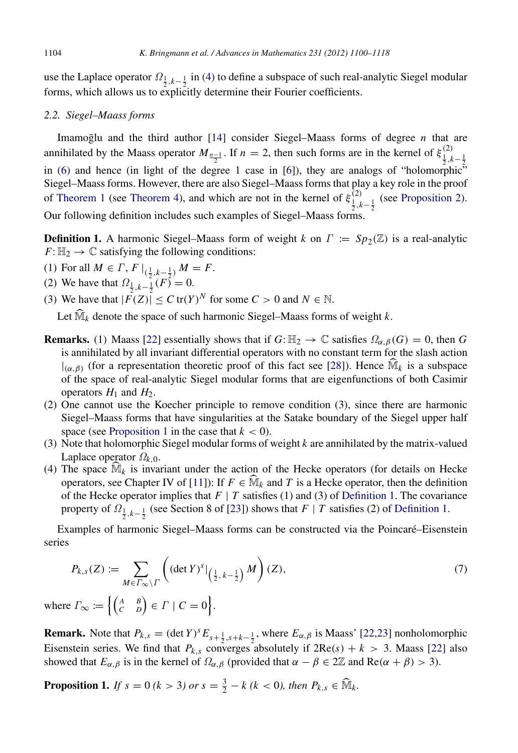use the Laplace operator $\Omega_{\frac{1}{2},k-\frac{1}{2}}$ in (4) to define a subspace of such real-analytic Siegel modular forms, which allows us to explicitly determine their Fourier coefficients.

### 2.2. Siegel–Maass forms

Imamoḡlu and the third author [14] consider Siegel–Maass forms of degree $n$ that are annihilated by the Maass operator $M_{\frac{n-1}{2}}$. If $n = 2$, then such forms are in the kernel of $\xi^{(2)}_{\frac{1}{2},k-\frac{1}{2}}$ in (6) and hence (in light of the degree 1 case in [6]), they are analogs of "holomorphic" Siegel–Maass forms. However, there are also Siegel–Maass forms that play a key role in the proof of Theorem 1 (see Theorem 4), and which are not in the kernel of $\xi^{(2)}_{\frac{1}{2},k-\frac{1}{2}}$ (see Proposition 2). Our following definition includes such examples of Siegel–Maass forms.

**Definition 1.** A harmonic Siegel–Maass form of weight $k$ on $\Gamma := Sp_2(\mathbb{Z})$ is a real-analytic $F: \mathbb{H}_2 \to \mathbb{C}$ satisfying the following conditions:

(1) For all $M \in \Gamma$, $F|_{(\frac{1}{2},k-\frac{1}{2})} M = F$.
(2) We have that $\Omega_{\frac{1}{2},k-\frac{1}{2}}(F) = 0$.
(3) We have that $|F(Z)| \le C \operatorname{tr}(Y)^N$ for some $C > 0$ and $N \in \mathbb{N}$.

Let $\widehat{\mathbb{M}}_k$ denote the space of such harmonic Siegel–Maass forms of weight $k$.

**Remarks.** (1) Maass [22] essentially shows that if $G: \mathbb{H}_2 \to \mathbb{C}$ satisfies $\Omega_{\alpha,\beta}(G) = 0$, then $G$ is annihilated by all invariant differential operators with no constant term for the slash action $|_{(\alpha,\beta)}$ (for a representation theoretic proof of this fact see [28]). Hence $\widehat{\mathbb{M}}_k$ is a subspace of the space of real-analytic Siegel modular forms that are eigenfunctions of both Casimir operators $H_1$ and $H_2$.

(2) One cannot use the Koecher principle to remove condition (3), since there are harmonic Siegel–Maass forms that have singularities at the Satake boundary of the Siegel upper half space (see Proposition 1 in the case that $k < 0$).

(3) Note that holomorphic Siegel modular forms of weight $k$ are annihilated by the matrix-valued Laplace operator $\Omega_{k,0}$.

(4) The space $\widehat{\mathbb{M}}_k$ is invariant under the action of the Hecke operators (for details on Hecke operators, see Chapter IV of [11]): If $F \in \widehat{\mathbb{M}}_k$ and $T$ is a Hecke operator, then the definition of the Hecke operator implies that $F \mid T$ satisfies (1) and (3) of Definition 1. The covariance property of $\Omega_{\frac{1}{2},k-\frac{1}{2}}$ (see Section 8 of [23]) shows that $F \mid T$ satisfies (2) of Definition 1.

Examples of harmonic Siegel–Maass forms can be constructed via the Poincaré–Eisenstein series

$$P_{k,s}(Z) := \sum_{M \in \Gamma_\infty \backslash \Gamma} \left( (\det Y)^s |_{\left(\frac{1}{2},k-\frac{1}{2}\right)} M \right)(Z), \tag{7}$$

where $\Gamma_\infty := \left\{ \begin{pmatrix} A & B \\ C & D \end{pmatrix} \in \Gamma \mid C = 0 \right\}$.

**Remark.** Note that $P_{k,s} = (\det Y)^s E_{s+\frac{1}{2},s+k-\frac{1}{2}}$, where $E_{\alpha,\beta}$ is Maass' [22,23] nonholomorphic Eisenstein series. We find that $P_{k,s}$ converges absolutely if $2\operatorname{Re}(s) + k > 3$. Maass [22] also showed that $E_{\alpha,\beta}$ is in the kernel of $\Omega_{\alpha,\beta}$ (provided that $\alpha - \beta \in 2\mathbb{Z}$ and $\operatorname{Re}(\alpha + \beta) > 3$).

**Proposition 1.** *If $s = 0$ ($k > 3$) or $s = \frac{3}{2} - k$ ($k < 0$), then $P_{k,s} \in \widehat{\mathbb{M}}_k$.*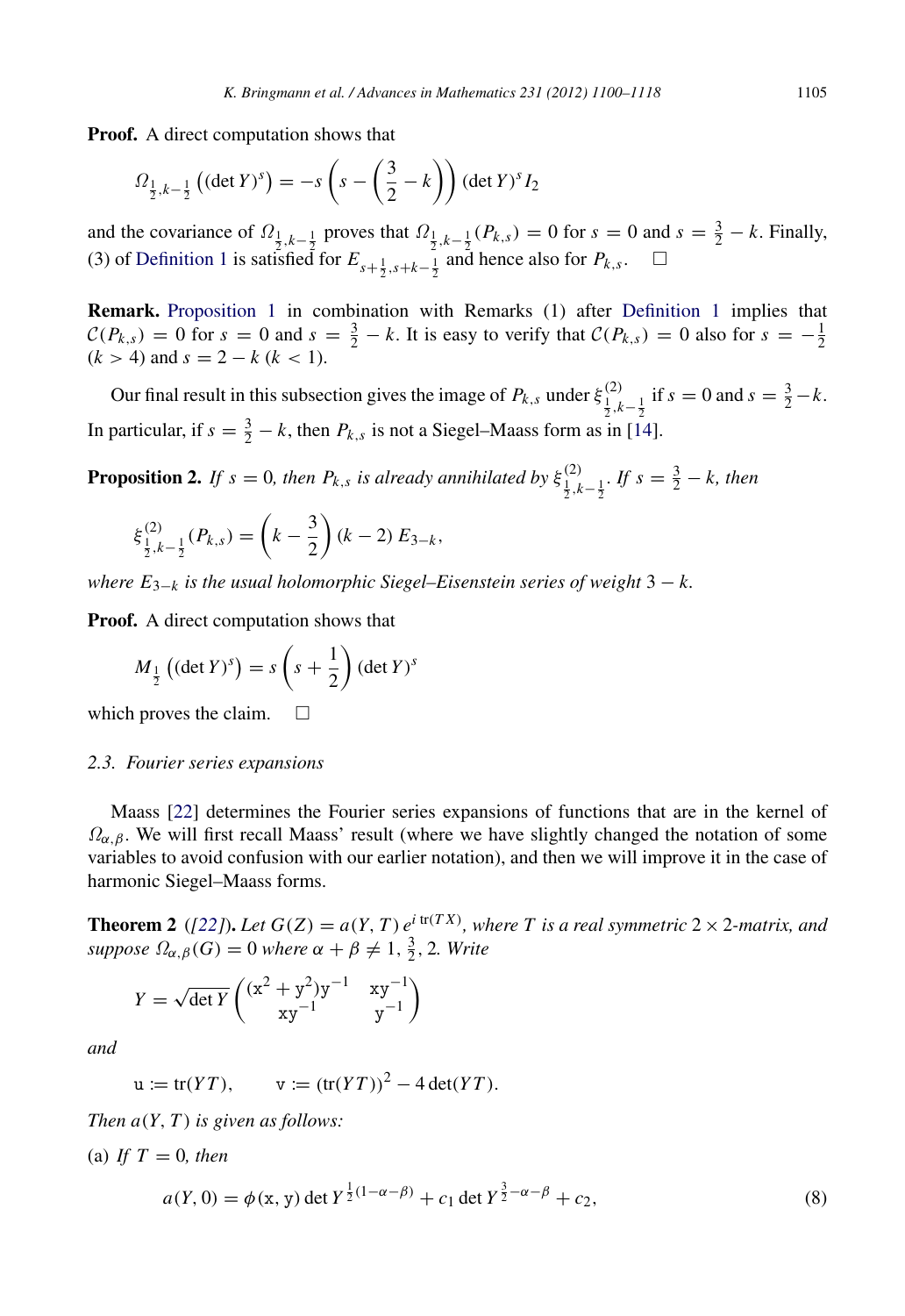**Proof.** A direct computation shows that

$$\Omega_{\frac{1}{2},k-\frac{1}{2}}\left((\det Y)^s\right) = -s\left(s - \left(\frac{3}{2} - k\right)\right)(\det Y)^s I_2$$

and the covariance of $\Omega_{\frac{1}{2},k-\frac{1}{2}}$ proves that $\Omega_{\frac{1}{2},k-\frac{1}{2}}(P_{k,s}) = 0$ for $s = 0$ and $s = \frac{3}{2} - k$. Finally, (3) of Definition 1 is satisfied for $E_{s+\frac{1}{2},s+k-\frac{1}{2}}$ and hence also for $P_{k,s}$. □

**Remark.** Proposition 1 in combination with Remarks (1) after Definition 1 implies that $\mathcal{C}(P_{k,s}) = 0$ for $s = 0$ and $s = \frac{3}{2} - k$. It is easy to verify that $\mathcal{C}(P_{k,s}) = 0$ also for $s = -\frac{1}{2}$ ($k > 4$) and $s = 2 - k$ ($k < 1$).

Our final result in this subsection gives the image of $P_{k,s}$ under $\xi^{(2)}_{\frac{1}{2},k-\frac{1}{2}}$ if $s = 0$ and $s = \frac{3}{2} - k$. In particular, if $s = \frac{3}{2} - k$, then $P_{k,s}$ is not a Siegel–Maass form as in [14].

**Proposition 2.** *If $s = 0$, then $P_{k,s}$ is already annihilated by $\xi^{(2)}_{\frac{1}{2},k-\frac{1}{2}}$. If $s = \frac{3}{2} - k$, then*

$$\xi^{(2)}_{\frac{1}{2},k-\frac{1}{2}}(P_{k,s}) = \left(k - \frac{3}{2}\right)(k-2)\, E_{3-k},$$

*where $E_{3-k}$ is the usual holomorphic Siegel–Eisenstein series of weight $3 - k$.*

**Proof.** A direct computation shows that

$$M_{\frac{1}{2}}\left((\det Y)^s\right) = s\left(s + \frac{1}{2}\right)(\det Y)^s$$

which proves the claim. □

### *2.3. Fourier series expansions*

Maass [22] determines the Fourier series expansions of functions that are in the kernel of $\Omega_{\alpha,\beta}$. We will first recall Maass' result (where we have slightly changed the notation of some variables to avoid confusion with our earlier notation), and then we will improve it in the case of harmonic Siegel–Maass forms.

**Theorem 2** *([22]). Let $G(Z) = a(Y,T)\, e^{i\,\mathrm{tr}(TX)}$, where $T$ is a real symmetric $2 \times 2$-matrix, and suppose $\Omega_{\alpha,\beta}(G) = 0$ where $\alpha + \beta \neq 1, \frac{3}{2}, 2$. Write*

$$Y = \sqrt{\det Y}\begin{pmatrix} (\mathrm{x}^2 + \mathrm{y}^2)\mathrm{y}^{-1} & \mathrm{x}\mathrm{y}^{-1} \\ \mathrm{x}\mathrm{y}^{-1} & \mathrm{y}^{-1} \end{pmatrix}$$

*and*

$$\mathrm{u} := \mathrm{tr}(YT), \qquad \mathrm{v} := (\mathrm{tr}(YT))^2 - 4\det(YT).$$

*Then $a(Y,T)$ is given as follows:*

(a) *If $T = 0$, then*

$$a(Y,0) = \phi(\mathrm{x},\mathrm{y}) \det Y^{\frac{1}{2}(1-\alpha-\beta)} + c_1 \det Y^{\frac{3}{2}-\alpha-\beta} + c_2, \tag{8}$$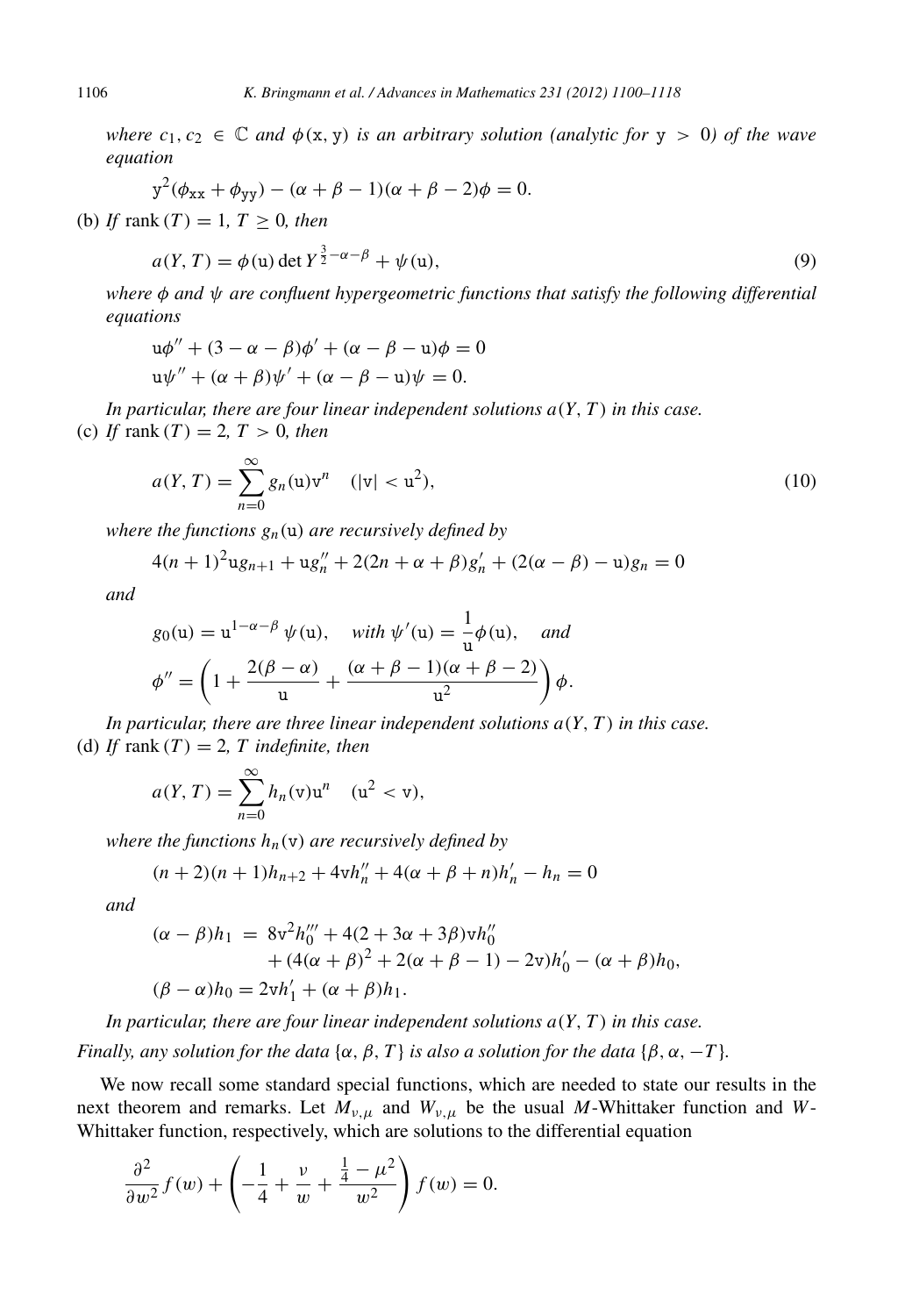*where $c_1, c_2 \in \mathbb{C}$ and $\phi(\mathtt{x}, \mathtt{y})$ is an arbitrary solution (analytic for $\mathtt{y} > 0$) of the wave equation*

$$\mathtt{y}^2(\phi_{\mathtt{xx}} + \phi_{\mathtt{yy}}) - (\alpha + \beta - 1)(\alpha + \beta - 2)\phi = 0.$$

(b) *If* $\operatorname{rank}(T) = 1$*,* $T \geq 0$*, then*

$$a(Y, T) = \phi(\mathtt{u}) \det Y^{\frac{3}{2} - \alpha - \beta} + \psi(\mathtt{u}), \tag{9}$$

*where $\phi$ and $\psi$ are confluent hypergeometric functions that satisfy the following differential equations*

$$\mathtt{u}\phi'' + (3 - \alpha - \beta)\phi' + (\alpha - \beta - \mathtt{u})\phi = 0$$
$$\mathtt{u}\psi'' + (\alpha + \beta)\psi' + (\alpha - \beta - \mathtt{u})\psi = 0.$$

*In particular, there are four linear independent solutions $a(Y, T)$ in this case.*

(c) *If* $\operatorname{rank}(T) = 2$*,* $T > 0$*, then*

$$a(Y, T) = \sum_{n=0}^{\infty} g_n(\mathtt{u})\mathtt{v}^n \quad (|\mathtt{v}| < \mathtt{u}^2), \tag{10}$$

*where the functions $g_n(\mathtt{u})$ are recursively defined by*

$$4(n + 1)^2\mathtt{u}g_{n+1} + \mathtt{u}g_n'' + 2(2n + \alpha + \beta)g_n' + (2(\alpha - \beta) - \mathtt{u})g_n = 0$$

*and*

$$g_0(\mathtt{u}) = \mathtt{u}^{1-\alpha-\beta}\,\psi(\mathtt{u}), \quad \textit{with } \psi'(\mathtt{u}) = \frac{1}{\mathtt{u}}\phi(\mathtt{u}), \quad \textit{and}$$
$$\phi'' = \left(1 + \frac{2(\beta - \alpha)}{\mathtt{u}} + \frac{(\alpha + \beta - 1)(\alpha + \beta - 2)}{\mathtt{u}^2}\right)\phi.$$

*In particular, there are three linear independent solutions $a(Y, T)$ in this case.*

(d) *If* $\operatorname{rank}(T) = 2$*, $T$ indefinite, then*

$$a(Y, T) = \sum_{n=0}^{\infty} h_n(\mathtt{v})\mathtt{u}^n \quad (\mathtt{u}^2 < \mathtt{v}),$$

*where the functions $h_n(\mathtt{v})$ are recursively defined by*

$$(n + 2)(n + 1)h_{n+2} + 4\mathtt{v}h_n'' + 4(\alpha + \beta + n)h_n' - h_n = 0$$

*and*

$$\begin{aligned}
(\alpha - \beta)h_1 &= 8\mathtt{v}^2h_0''' + 4(2 + 3\alpha + 3\beta)\mathtt{v}h_0'' \\
&\quad + (4(\alpha + \beta)^2 + 2(\alpha + \beta - 1) - 2\mathtt{v})h_0' - (\alpha + \beta)h_0, \\
(\beta - \alpha)h_0 &= 2\mathtt{v}h_1' + (\alpha + \beta)h_1.
\end{aligned}$$

*In particular, there are four linear independent solutions $a(Y, T)$ in this case.*

*Finally, any solution for the data $\{\alpha, \beta, T\}$ is also a solution for the data $\{\beta, \alpha, -T\}$.*

We now recall some standard special functions, which are needed to state our results in the next theorem and remarks. Let $M_{\nu,\mu}$ and $W_{\nu,\mu}$ be the usual $M$-Whittaker function and $W$-Whittaker function, respectively, which are solutions to the differential equation

$$\frac{\partial^2}{\partial w^2}f(w) + \left(-\frac{1}{4} + \frac{\nu}{w} + \frac{\frac{1}{4} - \mu^2}{w^2}\right)f(w) = 0.$$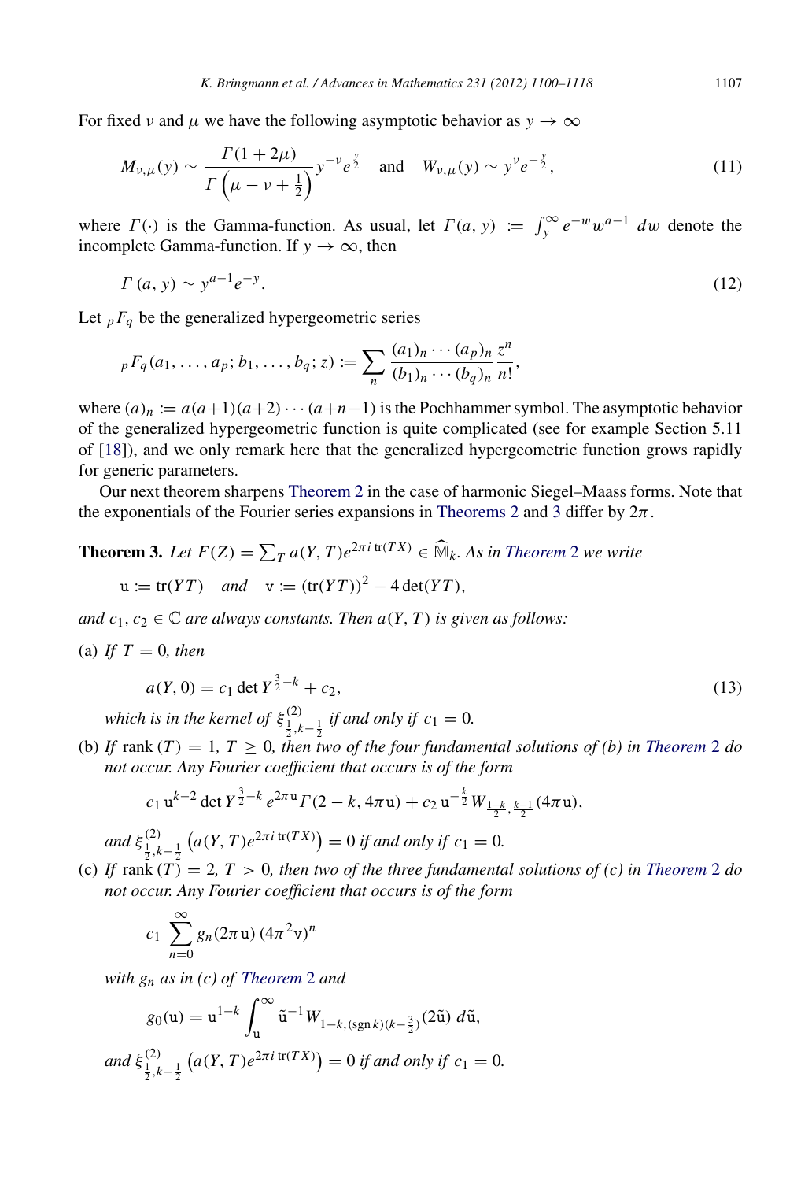For fixed $\nu$ and $\mu$ we have the following asymptotic behavior as $y \to \infty$

$$M_{\nu,\mu}(y) \sim \frac{\Gamma(1+2\mu)}{\Gamma\left(\mu - \nu + \frac{1}{2}\right)} y^{-\nu} e^{\frac{y}{2}} \quad \text{and} \quad W_{\nu,\mu}(y) \sim y^{\nu} e^{-\frac{y}{2}}, \tag{11}$$

where $\Gamma(\cdot)$ is the Gamma-function. As usual, let $\Gamma(a, y) := \int_y^\infty e^{-w} w^{a-1}\, dw$ denote the incomplete Gamma-function. If $y \to \infty$, then

$$\Gamma(a, y) \sim y^{a-1} e^{-y}. \tag{12}$$

Let ${}_pF_q$ be the generalized hypergeometric series

$${}_pF_q(a_1, \ldots, a_p; b_1, \ldots, b_q; z) := \sum_n \frac{(a_1)_n \cdots (a_p)_n}{(b_1)_n \cdots (b_q)_n} \frac{z^n}{n!},$$

where $(a)_n := a(a+1)(a+2)\cdots(a+n-1)$ is the Pochhammer symbol. The asymptotic behavior of the generalized hypergeometric function is quite complicated (see for example Section 5.11 of [18]), and we only remark here that the generalized hypergeometric function grows rapidly for generic parameters.

Our next theorem sharpens Theorem 2 in the case of harmonic Siegel–Maass forms. Note that the exponentials of the Fourier series expansions in Theorems 2 and 3 differ by $2\pi$.

**Theorem 3.** *Let $F(Z) = \sum_T a(Y, T) e^{2\pi i \operatorname{tr}(TX)} \in \widehat{\mathbb{M}}_k$. As in Theorem 2 we write*

$$\mathrm{u} := \operatorname{tr}(YT) \quad \text{and} \quad \mathrm{v} := (\operatorname{tr}(YT))^2 - 4\det(YT),$$

*and $c_1, c_2 \in \mathbb{C}$ are always constants. Then $a(Y, T)$ is given as follows:*

(a) *If $T = 0$, then*

$$a(Y, 0) = c_1 \det Y^{\frac{3}{2}-k} + c_2, \tag{13}$$

*which is in the kernel of $\xi^{(2)}_{\frac{1}{2}, k-\frac{1}{2}}$ if and only if $c_1 = 0$.*

(b) *If $\operatorname{rank}(T) = 1$, $T \geq 0$, then two of the four fundamental solutions of (b) in Theorem 2 do not occur. Any Fourier coefficient that occurs is of the form*

$$c_1\, \mathrm{u}^{k-2} \det Y^{\frac{3}{2}-k} e^{2\pi \mathrm{u}} \Gamma(2-k, 4\pi \mathrm{u}) + c_2\, \mathrm{u}^{-\frac{k}{2}} W_{\frac{1-k}{2}, \frac{k-1}{2}}(4\pi \mathrm{u}),$$

*and $\xi^{(2)}_{\frac{1}{2}, k-\frac{1}{2}}\left(a(Y, T) e^{2\pi i \operatorname{tr}(TX)}\right) = 0$ if and only if $c_1 = 0$.*

(c) *If $\operatorname{rank}(T) = 2$, $T > 0$, then two of the three fundamental solutions of (c) in Theorem 2 do not occur. Any Fourier coefficient that occurs is of the form*

$$c_1 \sum_{n=0}^{\infty} g_n(2\pi \mathrm{u}) \left(4\pi^2 \mathrm{v}\right)^n$$

*with $g_n$ as in (c) of Theorem 2 and*

$$g_0(\mathrm{u}) = \mathrm{u}^{1-k} \int_{\mathrm{u}}^{\infty} \tilde{\mathrm{u}}^{-1} W_{1-k, (\operatorname{sgn} k)(k-\frac{3}{2})}(2\tilde{\mathrm{u}})\, d\tilde{\mathrm{u}},$$

*and $\xi^{(2)}_{\frac{1}{2}, k-\frac{1}{2}}\left(a(Y, T) e^{2\pi i \operatorname{tr}(TX)}\right) = 0$ if and only if $c_1 = 0$.*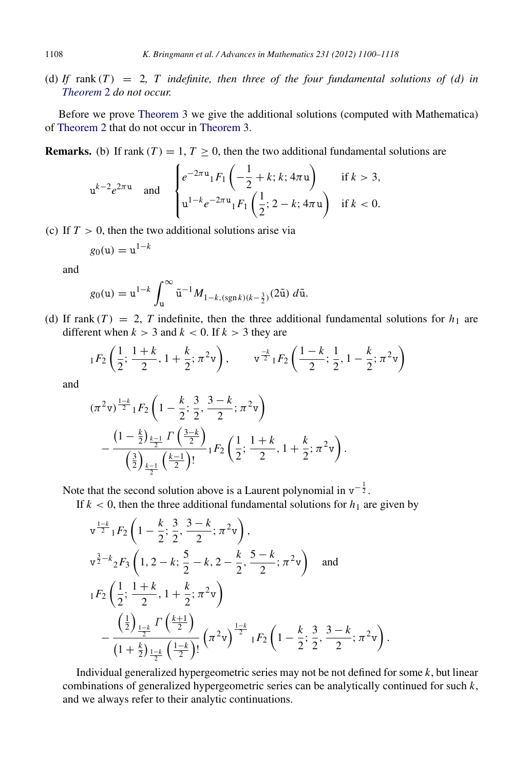(d) *If* $\operatorname{rank}(T) = 2$, $T$ *indefinite, then three of the four fundamental solutions of (d) in Theorem 2 do not occur.*

Before we prove Theorem 3 we give the additional solutions (computed with Mathematica) of Theorem 2 that do not occur in Theorem 3.

**Remarks.** (b) If $\operatorname{rank}(T) = 1$, $T \geq 0$, then the two additional fundamental solutions are

$$\mathtt{u}^{k-2}e^{2\pi\mathtt{u}} \quad \text{and} \quad \begin{cases} e^{-2\pi\mathtt{u}}{}_1F_1\left(-\frac{1}{2}+k;k;4\pi\mathtt{u}\right) & \text{if } k > 3, \\ \mathtt{u}^{1-k}e^{-2\pi\mathtt{u}}{}_1F_1\left(\frac{1}{2};2-k;4\pi\mathtt{u}\right) & \text{if } k < 0. \end{cases}$$

(c) If $T > 0$, then the two additional solutions arise via

$$g_0(\mathtt{u}) = \mathtt{u}^{1-k}$$

and

$$g_0(\mathtt{u}) = \mathtt{u}^{1-k}\int_{\mathtt{u}}^{\infty}\tilde{\mathtt{u}}^{-1}M_{1-k,(\operatorname{sgn}k)(k-\frac{3}{2})}(2\tilde{\mathtt{u}})\,d\tilde{\mathtt{u}}.$$

(d) If $\operatorname{rank}(T) = 2$, $T$ indefinite, then the three additional fundamental solutions for $h_1$ are different when $k > 3$ and $k < 0$. If $k > 3$ they are

$${}_1F_2\left(\frac{1}{2};\frac{1+k}{2},1+\frac{k}{2};\pi^2\mathtt{v}\right), \qquad \mathtt{v}^{\frac{-k}{2}}{}_1F_2\left(\frac{1-k}{2};\frac{1}{2},1-\frac{k}{2};\pi^2\mathtt{v}\right)$$

and

$$(\pi^2\mathtt{v})^{\frac{1-k}{2}}{}_1F_2\left(1-\frac{k}{2};\frac{3}{2},\frac{3-k}{2};\pi^2\mathtt{v}\right) \\ - \frac{\left(1-\frac{k}{2}\right)_{\frac{k-1}{2}}\Gamma\left(\frac{3-k}{2}\right)}{\left(\frac{3}{2}\right)_{\frac{k-1}{2}}\left(\frac{k-1}{2}\right)!}{}_1F_2\left(\frac{1}{2};\frac{1+k}{2},1+\frac{k}{2};\pi^2\mathtt{v}\right).$$

Note that the second solution above is a Laurent polynomial in $\mathtt{v}^{-\frac{1}{2}}$.

If $k < 0$, then the three additional fundamental solutions for $h_1$ are given by

$$\mathtt{v}^{\frac{1-k}{2}}{}_1F_2\left(1-\frac{k}{2};\frac{3}{2},\frac{3-k}{2};\pi^2\mathtt{v}\right),$$

$$\mathtt{v}^{\frac{3}{2}-k}{}_2F_3\left(1,2-k;\frac{5}{2}-k,2-\frac{k}{2},\frac{5-k}{2};\pi^2\mathtt{v}\right) \quad \text{and}$$

$${}_1F_2\left(\frac{1}{2};\frac{1+k}{2},1+\frac{k}{2};\pi^2\mathtt{v}\right) \\ - \frac{\left(\frac{1}{2}\right)_{\frac{1-k}{2}}\Gamma\left(\frac{k+1}{2}\right)}{\left(1+\frac{k}{2}\right)_{\frac{1-k}{2}}\left(\frac{1-k}{2}\right)!}\left(\pi^2\mathtt{v}\right)^{\frac{1-k}{2}}{}_1F_2\left(1-\frac{k}{2};\frac{3}{2},\frac{3-k}{2};\pi^2\mathtt{v}\right).$$

Individual generalized hypergeometric series may not be not defined for some $k$, but linear combinations of generalized hypergeometric series can be analytically continued for such $k$, and we always refer to their analytic continuations.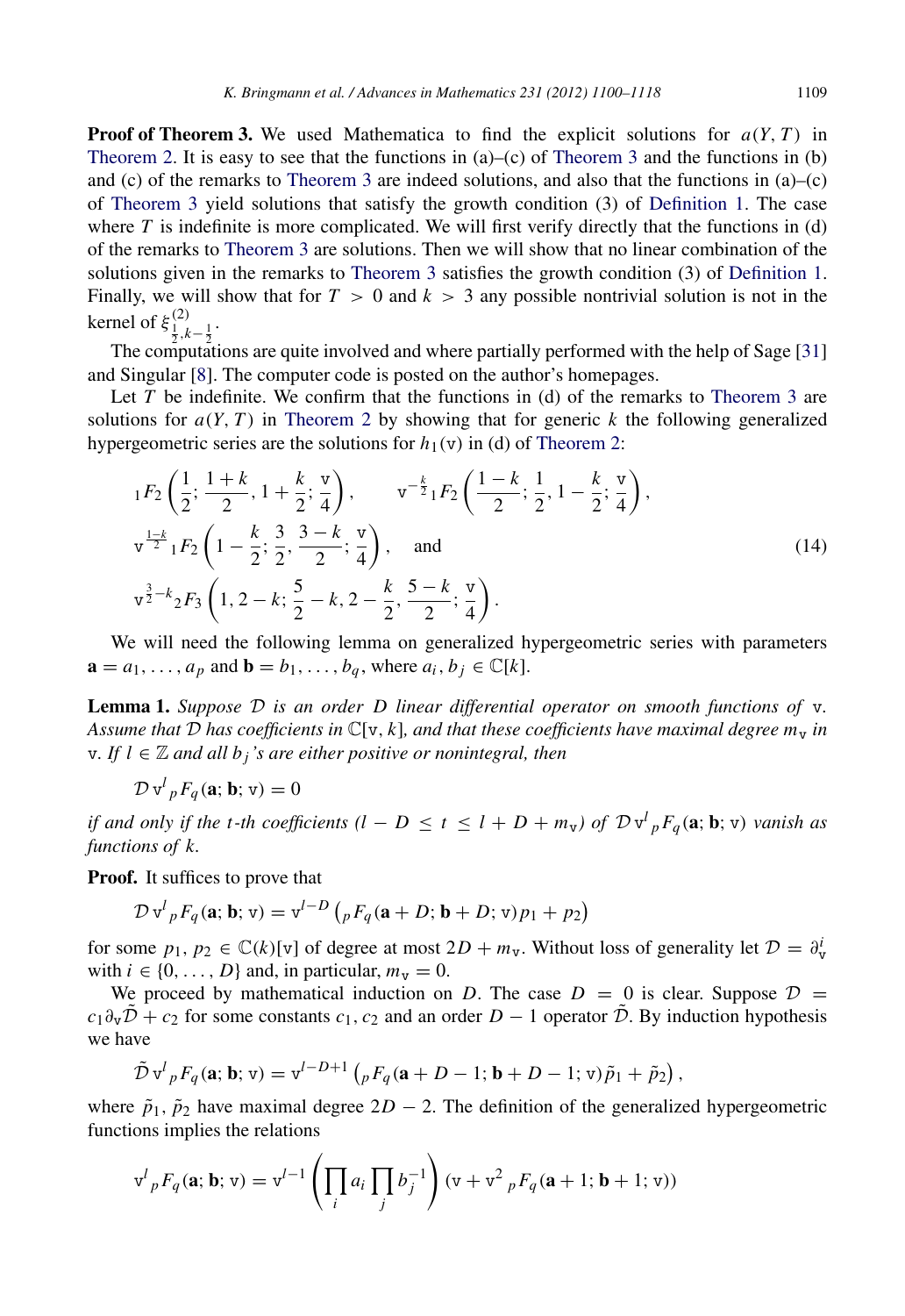**Proof of Theorem 3.** We used Mathematica to find the explicit solutions for $a(Y,T)$ in Theorem 2. It is easy to see that the functions in (a)–(c) of Theorem 3 and the functions in (b) and (c) of the remarks to Theorem 3 are indeed solutions, and also that the functions in (a)–(c) of Theorem 3 yield solutions that satisfy the growth condition (3) of Definition 1. The case where $T$ is indefinite is more complicated. We will first verify directly that the functions in (d) of the remarks to Theorem 3 are solutions. Then we will show that no linear combination of the solutions given in the remarks to Theorem 3 satisfies the growth condition (3) of Definition 1. Finally, we will show that for $T > 0$ and $k > 3$ any possible nontrivial solution is not in the kernel of $\xi^{(2)}_{\frac{1}{2},k-\frac{1}{2}}$.

The computations are quite involved and where partially performed with the help of Sage [31] and Singular [8]. The computer code is posted on the author's homepages.

Let $T$ be indefinite. We confirm that the functions in (d) of the remarks to Theorem 3 are solutions for $a(Y,T)$ in Theorem 2 by showing that for generic $k$ the following generalized hypergeometric series are the solutions for $h_1(\mathtt{v})$ in (d) of Theorem 2:

$$
\begin{aligned}
&{}_1F_2\left(\frac{1}{2}; \frac{1+k}{2}, 1+\frac{k}{2}; \frac{\mathtt{v}}{4}\right), \qquad \mathtt{v}^{-\frac{k}{2}}\,{}_1F_2\left(\frac{1-k}{2}; \frac{1}{2}, 1-\frac{k}{2}; \frac{\mathtt{v}}{4}\right),\\
&\mathtt{v}^{\frac{1-k}{2}}\,{}_1F_2\left(1-\frac{k}{2}; \frac{3}{2}, \frac{3-k}{2}; \frac{\mathtt{v}}{4}\right), \quad \text{and}\\
&\mathtt{v}^{\frac{3}{2}-k}\,{}_2F_3\left(1, 2-k; \frac{5}{2}-k, 2-\frac{k}{2}, \frac{5-k}{2}; \frac{\mathtt{v}}{4}\right).
\end{aligned}
\tag{14}
$$

We will need the following lemma on generalized hypergeometric series with parameters $\mathbf{a} = a_1, \ldots, a_p$ and $\mathbf{b} = b_1, \ldots, b_q$, where $a_i, b_j \in \mathbb{C}[k]$.

**Lemma 1.** *Suppose $\mathcal{D}$ is an order $D$ linear differential operator on smooth functions of $\mathtt{v}$. Assume that $\mathcal{D}$ has coefficients in $\mathbb{C}[\mathtt{v}, k]$, and that these coefficients have maximal degree $m_{\mathtt{v}}$ in $\mathtt{v}$. If $l \in \mathbb{Z}$ and all $b_j$'s are either positive or nonintegral, then*

$$\mathcal{D}\,\mathtt{v}^l\,{}_pF_q(\mathbf{a}; \mathbf{b}; \mathtt{v}) = 0$$

*if and only if the $t$-th coefficients ($l - D \leq t \leq l + D + m_{\mathtt{v}}$) of $\mathcal{D}\,\mathtt{v}^l\,{}_pF_q(\mathbf{a}; \mathbf{b}; \mathtt{v})$ vanish as functions of $k$.*

**Proof.** It suffices to prove that

$$\mathcal{D}\,\mathtt{v}^l\,{}_pF_q(\mathbf{a}; \mathbf{b}; \mathtt{v}) = \mathtt{v}^{l-D}\left({}_pF_q(\mathbf{a}+D; \mathbf{b}+D; \mathtt{v})p_1 + p_2\right)$$

for some $p_1, p_2 \in \mathbb{C}(k)[\mathtt{v}]$ of degree at most $2D + m_{\mathtt{v}}$. Without loss of generality let $\mathcal{D} = \partial^i_{\mathtt{v}}$ with $i \in \{0, \ldots, D\}$ and, in particular, $m_{\mathtt{v}} = 0$.

We proceed by mathematical induction on $D$. The case $D = 0$ is clear. Suppose $\mathcal{D} = c_1\partial_{\mathtt{v}}\tilde{\mathcal{D}} + c_2$ for some constants $c_1, c_2$ and an order $D-1$ operator $\tilde{\mathcal{D}}$. By induction hypothesis we have

$$\tilde{\mathcal{D}}\,\mathtt{v}^l\,{}_pF_q(\mathbf{a}; \mathbf{b}; \mathtt{v}) = \mathtt{v}^{l-D+1}\left({}_pF_q(\mathbf{a}+D-1; \mathbf{b}+D-1; \mathtt{v})\tilde{p}_1 + \tilde{p}_2\right),$$

where $\tilde{p}_1, \tilde{p}_2$ have maximal degree $2D-2$. The definition of the generalized hypergeometric functions implies the relations

$$\mathtt{v}^l\,{}_pF_q(\mathbf{a}; \mathbf{b}; \mathtt{v}) = \mathtt{v}^{l-1}\left(\prod_i a_i \prod_j b_j^{-1}\right)\left(\mathtt{v} + \mathtt{v}^2\,{}_pF_q(\mathbf{a}+1; \mathbf{b}+1; \mathtt{v})\right)$$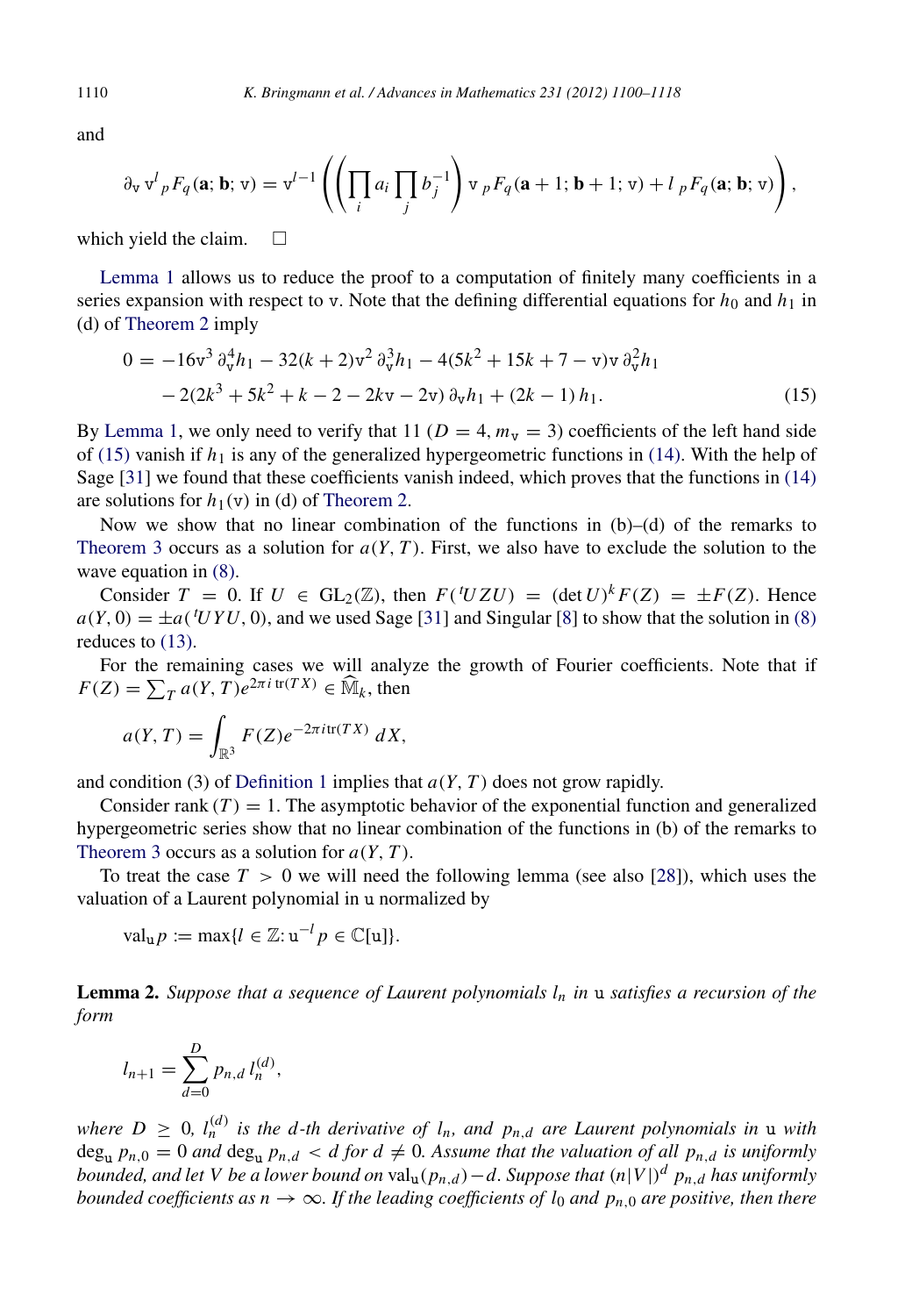and

$$\partial_{\mathtt{v}} \mathtt{v}^l {}_pF_q(\mathbf{a};\mathbf{b};\mathtt{v}) = \mathtt{v}^{l-1}\left(\left(\prod_i a_i \prod_j b_j^{-1}\right) \mathtt{v}\, {}_pF_q(\mathbf{a}+1;\mathbf{b}+1;\mathtt{v}) + l\, {}_pF_q(\mathbf{a};\mathbf{b};\mathtt{v})\right),$$

which yield the claim. □

Lemma 1 allows us to reduce the proof to a computation of finitely many coefficients in a series expansion with respect to $\mathtt{v}$. Note that the defining differential equations for $h_0$ and $h_1$ in (d) of Theorem 2 imply

$$\begin{aligned}0 = &-16\mathtt{v}^3\,\partial_{\mathtt{v}}^4 h_1 - 32(k+2)\mathtt{v}^2\,\partial_{\mathtt{v}}^3 h_1 - 4(5k^2+15k+7-\mathtt{v})\mathtt{v}\,\partial_{\mathtt{v}}^2 h_1\\ &- 2(2k^3+5k^2+k-2-2k\mathtt{v}-2\mathtt{v})\,\partial_{\mathtt{v}} h_1 + (2k-1)\,h_1.\end{aligned} \tag{15}$$

By Lemma 1, we only need to verify that 11 ($D = 4$, $m_{\mathtt{v}} = 3$) coefficients of the left hand side of (15) vanish if $h_1$ is any of the generalized hypergeometric functions in (14). With the help of Sage [31] we found that these coefficients vanish indeed, which proves that the functions in (14) are solutions for $h_1(\mathtt{v})$ in (d) of Theorem 2.

Now we show that no linear combination of the functions in (b)–(d) of the remarks to Theorem 3 occurs as a solution for $a(Y,T)$. First, we also have to exclude the solution to the wave equation in (8).

Consider $T = 0$. If $U \in \mathrm{GL}_2(\mathbb{Z})$, then $F({}^tUZU) = (\det U)^k F(Z) = \pm F(Z)$. Hence $a(Y,0) = \pm a({}^tUYU, 0)$, and we used Sage [31] and Singular [8] to show that the solution in (8) reduces to (13).

For the remaining cases we will analyze the growth of Fourier coefficients. Note that if $F(Z) = \sum_T a(Y,T) e^{2\pi i\,\mathrm{tr}(TX)} \in \widehat{\mathbb{M}}_k$, then

$$a(Y,T) = \int_{\mathbb{R}^3} F(Z) e^{-2\pi i\,\mathrm{tr}(TX)}\,dX,$$

and condition (3) of Definition 1 implies that $a(Y,T)$ does not grow rapidly.

Consider $\mathrm{rank}(T) = 1$. The asymptotic behavior of the exponential function and generalized hypergeometric series show that no linear combination of the functions in (b) of the remarks to Theorem 3 occurs as a solution for $a(Y,T)$.

To treat the case $T > 0$ we will need the following lemma (see also [28]), which uses the valuation of a Laurent polynomial in $\mathtt{u}$ normalized by

$$\mathrm{val}_{\mathtt{u}} p := \max\{l \in \mathbb{Z}: \mathtt{u}^{-l} p \in \mathbb{C}[\mathtt{u}]\}.$$

**Lemma 2.** *Suppose that a sequence of Laurent polynomials $l_n$ in $\mathtt{u}$ satisfies a recursion of the form*

$$l_{n+1} = \sum_{d=0}^{D} p_{n,d}\, l_n^{(d)},$$

*where $D \geq 0$, $l_n^{(d)}$ is the $d$-th derivative of $l_n$, and $p_{n,d}$ are Laurent polynomials in $\mathtt{u}$ with $\deg_{\mathtt{u}} p_{n,0} = 0$ and $\deg_{\mathtt{u}} p_{n,d} < d$ for $d \neq 0$. Assume that the valuation of all $p_{n,d}$ is uniformly bounded, and let $V$ be a lower bound on $\mathrm{val}_{\mathtt{u}}(p_{n,d}) - d$. Suppose that $(n|V|)^d\, p_{n,d}$ has uniformly bounded coefficients as $n \to \infty$. If the leading coefficients of $l_0$ and $p_{n,0}$ are positive, then there*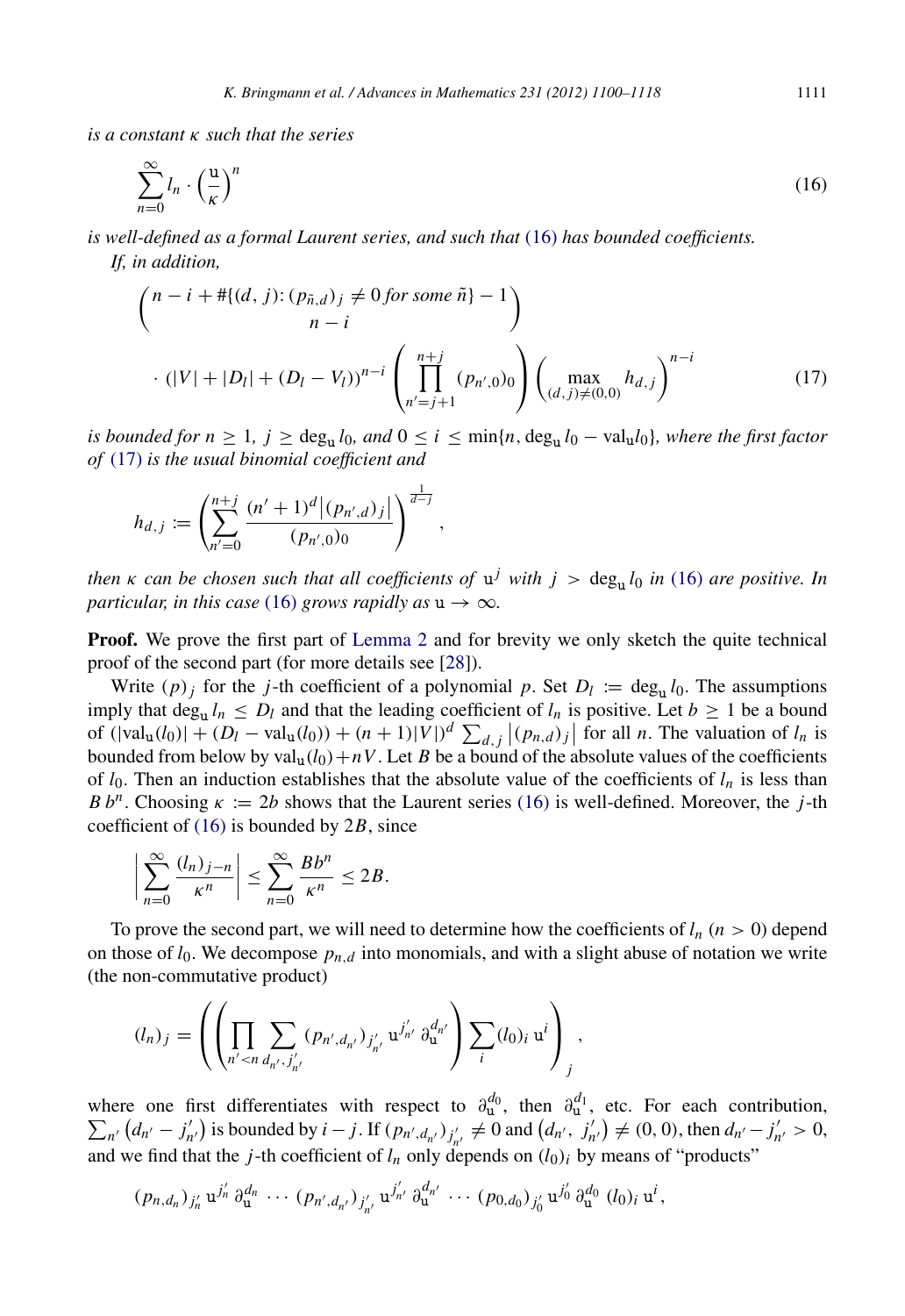*is a constant $\kappa$ such that the series*

$$\sum_{n=0}^{\infty} l_n \cdot \left(\frac{\mathtt{u}}{\kappa}\right)^n \tag{16}$$

*is well-defined as a formal Laurent series, and such that (16) has bounded coefficients.*

*If, in addition,*

$$\binom{n-i+\#\{(d,j)\colon (p_{\tilde{n},d})_j \neq 0 \text{ for some } \tilde{n}\}-1}{n-i} \cdot \left(|V|+|D_l|+(D_l-V_l)\right)^{n-i} \left(\prod_{n'=j+1}^{n+j} (p_{n',0})_0\right) \left(\max_{(d,j)\neq(0,0)} h_{d,j}\right)^{n-i} \tag{17}$$

*is bounded for $n \geq 1$, $j \geq \deg_{\mathtt{u}} l_0$, and $0 \leq i \leq \min\{n, \deg_{\mathtt{u}} l_0 - \mathrm{val}_{\mathtt{u}} l_0\}$, where the first factor of (17) is the usual binomial coefficient and*

$$h_{d,j} := \left(\sum_{n'=0}^{n+j} \frac{(n'+1)^d \left|(p_{n',d})_j\right|}{(p_{n',0})_0}\right)^{\frac{1}{d-j}},$$

*then $\kappa$ can be chosen such that all coefficients of $\mathtt{u}^j$ with $j > \deg_{\mathtt{u}} l_0$ in (16) are positive. In particular, in this case (16) grows rapidly as $\mathtt{u} \to \infty$.*

**Proof.** We prove the first part of Lemma 2 and for brevity we only sketch the quite technical proof of the second part (for more details see [28]).

Write $(p)_j$ for the $j$-th coefficient of a polynomial $p$. Set $D_l := \deg_{\mathtt{u}} l_0$. The assumptions imply that $\deg_{\mathtt{u}} l_n \leq D_l$ and that the leading coefficient of $l_n$ is positive. Let $b \geq 1$ be a bound of $(|\mathrm{val}_{\mathtt{u}}(l_0)| + (D_l - \mathrm{val}_{\mathtt{u}}(l_0)) + (n+1)|V|)^d \sum_{d,j} \left|(p_{n,d})_j\right|$ for all $n$. The valuation of $l_n$ is bounded from below by $\mathrm{val}_{\mathtt{u}}(l_0) + nV$. Let $B$ be a bound of the absolute values of the coefficients of $l_0$. Then an induction establishes that the absolute value of the coefficients of $l_n$ is less than $B\,b^n$. Choosing $\kappa := 2b$ shows that the Laurent series (16) is well-defined. Moreover, the $j$-th coefficient of (16) is bounded by $2B$, since

$$\left|\sum_{n=0}^{\infty} \frac{(l_n)_{j-n}}{\kappa^n}\right| \leq \sum_{n=0}^{\infty} \frac{B b^n}{\kappa^n} \leq 2B.$$

To prove the second part, we will need to determine how the coefficients of $l_n$ $(n > 0)$ depend on those of $l_0$. We decompose $p_{n,d}$ into monomials, and with a slight abuse of notation we write (the non-commutative product)

$$(l_n)_j = \left(\left(\prod_{n'<n} \sum_{d_{n'},j'_{n'}} (p_{n',d_{n'}})_{j'_{n'}}\, \mathtt{u}^{j'_{n'}}\, \partial_{\mathtt{u}}^{d_{n'}}\right) \sum_i (l_0)_i\, \mathtt{u}^i\right)_j,$$

where one first differentiates with respect to $\partial_{\mathtt{u}}^{d_0}$, then $\partial_{\mathtt{u}}^{d_1}$, etc. For each contribution, $\sum_{n'} \left(d_{n'} - j'_{n'}\right)$ is bounded by $i - j$. If $(p_{n',d_{n'}})_{j'_{n'}} \neq 0$ and $\left(d_{n'},\, j'_{n'}\right) \neq (0,0)$, then $d_{n'} - j'_{n'} > 0$, and we find that the $j$-th coefficient of $l_n$ only depends on $(l_0)_i$ by means of "products"

$$(p_{n,d_n})_{j'_n}\, \mathtt{u}^{j'_n}\, \partial_{\mathtt{u}}^{d_n} \cdots (p_{n',d_{n'}})_{j'_{n'}}\, \mathtt{u}^{j'_{n'}}\, \partial_{\mathtt{u}}^{d_{n'}} \cdots (p_{0,d_0})_{j'_0}\, \mathtt{u}^{j'_0}\, \partial_{\mathtt{u}}^{d_0}\, (l_0)_i\, \mathtt{u}^i,$$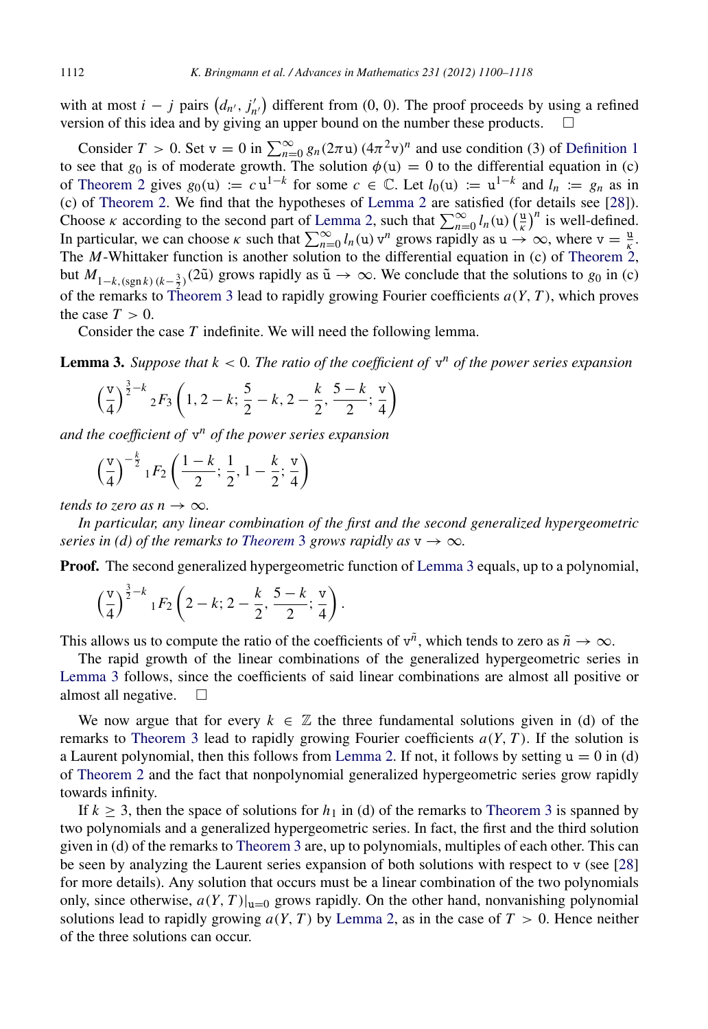with at most $i - j$ pairs $(d_{n'}, j'_{n'})$ different from (0, 0). The proof proceeds by using a refined version of this idea and by giving an upper bound on the number these products. □

Consider $T > 0$. Set $\mathtt{v} = 0$ in $\sum_{n=0}^{\infty} g_n(2\pi \mathtt{u})\,(4\pi^2 \mathtt{v})^n$ and use condition (3) of Definition 1 to see that $g_0$ is of moderate growth. The solution $\phi(\mathtt{u}) = 0$ to the differential equation in (c) of Theorem 2 gives $g_0(\mathtt{u}) := c\,\mathtt{u}^{1-k}$ for some $c \in \mathbb{C}$. Let $l_0(\mathtt{u}) := \mathtt{u}^{1-k}$ and $l_n := g_n$ as in (c) of Theorem 2. We find that the hypotheses of Lemma 2 are satisfied (for details see [28]). Choose $\kappa$ according to the second part of Lemma 2, such that $\sum_{n=0}^{\infty} l_n(\mathtt{u}) \left(\frac{\mathtt{u}}{\kappa}\right)^n$ is well-defined. In particular, we can choose $\kappa$ such that $\sum_{n=0}^{\infty} l_n(\mathtt{u})\,\mathtt{v}^n$ grows rapidly as $\mathtt{u} \to \infty$, where $\mathtt{v} = \frac{\mathtt{u}}{\kappa}$. The $M$-Whittaker function is another solution to the differential equation in (c) of Theorem 2, but $M_{1-k,(\operatorname{sgn} k)\,(k-\frac{3}{2})}(2\tilde{\mathtt{u}})$ grows rapidly as $\tilde{\mathtt{u}} \to \infty$. We conclude that the solutions to $g_0$ in (c) of the remarks to Theorem 3 lead to rapidly growing Fourier coefficients $a(Y, T)$, which proves the case $T > 0$.

Consider the case $T$ indefinite. We will need the following lemma.

**Lemma 3.** *Suppose that $k < 0$. The ratio of the coefficient of $\mathtt{v}^n$ of the power series expansion*

$$\left(\frac{\mathtt{v}}{4}\right)^{\frac{3}{2}-k} {}_2F_3\left(1, 2-k; \frac{5}{2}-k, 2-\frac{k}{2}, \frac{5-k}{2}; \frac{\mathtt{v}}{4}\right)$$

*and the coefficient of $\mathtt{v}^n$ of the power series expansion*

$$\left(\frac{\mathtt{v}}{4}\right)^{-\frac{k}{2}} {}_1F_2\left(\frac{1-k}{2}; \frac{1}{2}, 1-\frac{k}{2}; \frac{\mathtt{v}}{4}\right)$$

*tends to zero as $n \to \infty$.*

*In particular, any linear combination of the first and the second generalized hypergeometric series in (d) of the remarks to Theorem 3 grows rapidly as $\mathtt{v} \to \infty$.*

**Proof.** The second generalized hypergeometric function of Lemma 3 equals, up to a polynomial,

$$\left(\frac{\mathtt{v}}{4}\right)^{\frac{3}{2}-k} {}_1F_2\left(2-k; 2-\frac{k}{2}, \frac{5-k}{2}; \frac{\mathtt{v}}{4}\right).$$

This allows us to compute the ratio of the coefficients of $\mathtt{v}^{\tilde{n}}$, which tends to zero as $\tilde{n} \to \infty$.

The rapid growth of the linear combinations of the generalized hypergeometric series in Lemma 3 follows, since the coefficients of said linear combinations are almost all positive or almost all negative. □

We now argue that for every $k \in \mathbb{Z}$ the three fundamental solutions given in (d) of the remarks to Theorem 3 lead to rapidly growing Fourier coefficients $a(Y, T)$. If the solution is a Laurent polynomial, then this follows from Lemma 2. If not, it follows by setting $\mathtt{u} = 0$ in (d) of Theorem 2 and the fact that nonpolynomial generalized hypergeometric series grow rapidly towards infinity.

If $k \geq 3$, then the space of solutions for $h_1$ in (d) of the remarks to Theorem 3 is spanned by two polynomials and a generalized hypergeometric series. In fact, the first and the third solution given in (d) of the remarks to Theorem 3 are, up to polynomials, multiples of each other. This can be seen by analyzing the Laurent series expansion of both solutions with respect to $\mathtt{v}$ (see [28] for more details). Any solution that occurs must be a linear combination of the two polynomials only, since otherwise, $a(Y, T)|_{\mathtt{u}=0}$ grows rapidly. On the other hand, nonvanishing polynomial solutions lead to rapidly growing $a(Y, T)$ by Lemma 2, as in the case of $T > 0$. Hence neither of the three solutions can occur.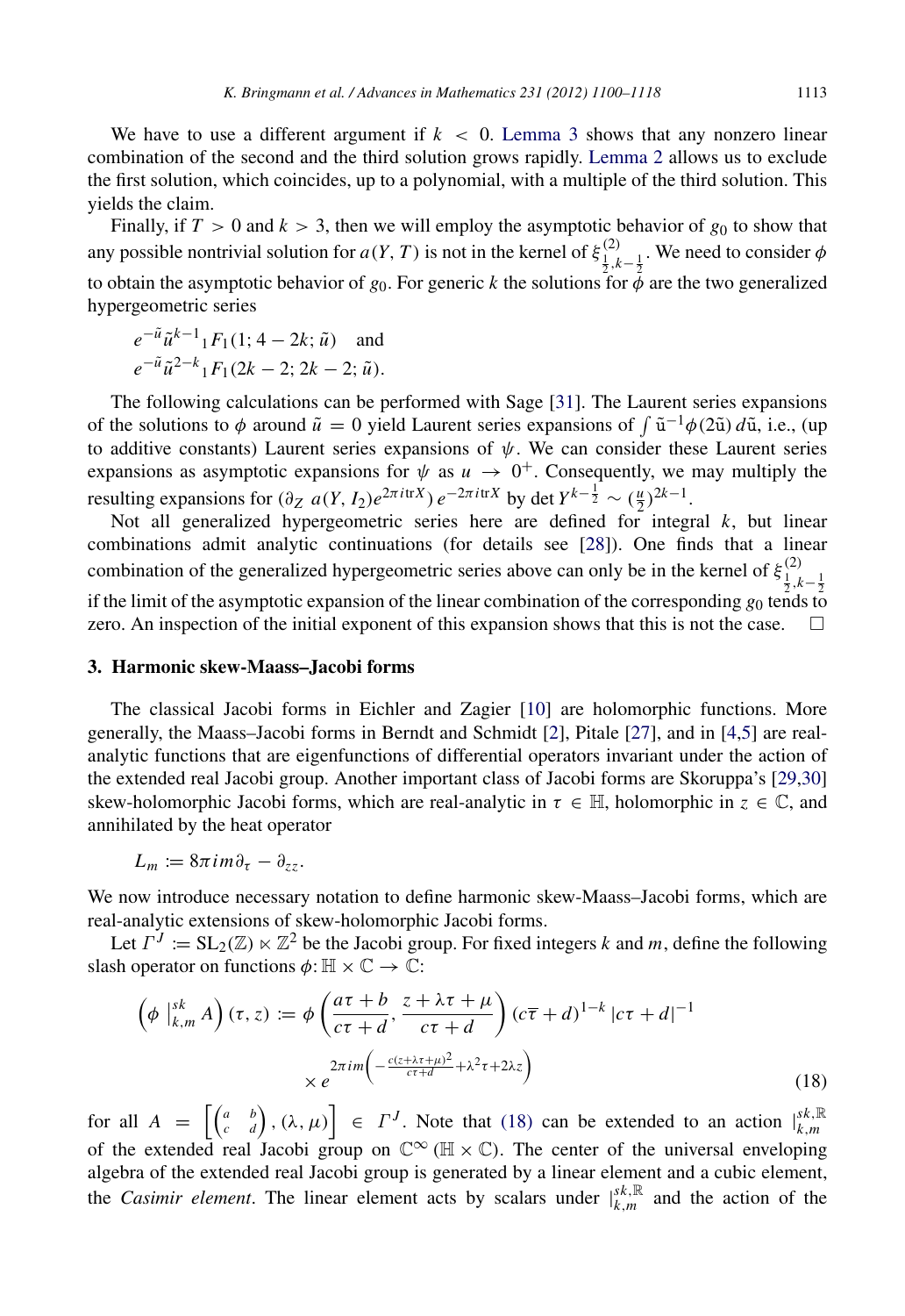We have to use a different argument if $k < 0$. Lemma 3 shows that any nonzero linear combination of the second and the third solution grows rapidly. Lemma 2 allows us to exclude the first solution, which coincides, up to a polynomial, with a multiple of the third solution. This yields the claim.

Finally, if $T > 0$ and $k > 3$, then we will employ the asymptotic behavior of $g_0$ to show that any possible nontrivial solution for $a(Y, T)$ is not in the kernel of $\xi^{(2)}_{\frac{1}{2}, k-\frac{1}{2}}$. We need to consider $\phi$ to obtain the asymptotic behavior of $g_0$. For generic $k$ the solutions for $\phi$ are the two generalized hypergeometric series

$$e^{-\tilde{u}}\tilde{u}^{k-1}{}_1F_1(1; 4-2k; \tilde{u}) \quad \text{and}$$
$$e^{-\tilde{u}}\tilde{u}^{2-k}{}_1F_1(2k-2; 2k-2; \tilde{u}).$$

The following calculations can be performed with Sage [31]. The Laurent series expansions of the solutions to $\phi$ around $\tilde{u} = 0$ yield Laurent series expansions of $\int \tilde{u}^{-1}\phi(2\tilde{u})\, d\tilde{u}$, i.e., (up to additive constants) Laurent series expansions of $\psi$. We can consider these Laurent series expansions as asymptotic expansions for $\psi$ as $u \to 0^+$. Consequently, we may multiply the resulting expansions for $(\partial_Z\, a(Y, I_2)e^{2\pi i \operatorname{tr} X})\, e^{-2\pi i \operatorname{tr} X}$ by $\det Y^{k-\frac{1}{2}} \sim (\frac{u}{2})^{2k-1}$.

Not all generalized hypergeometric series here are defined for integral $k$, but linear combinations admit analytic continuations (for details see [28]). One finds that a linear combination of the generalized hypergeometric series above can only be in the kernel of $\xi^{(2)}_{\frac{1}{2}, k-\frac{1}{2}}$ if the limit of the asymptotic expansion of the linear combination of the corresponding $g_0$ tends to zero. An inspection of the initial exponent of this expansion shows that this is not the case. □

## 3. Harmonic skew-Maass–Jacobi forms

The classical Jacobi forms in Eichler and Zagier [10] are holomorphic functions. More generally, the Maass–Jacobi forms in Berndt and Schmidt [2], Pitale [27], and in [4,5] are real-analytic functions that are eigenfunctions of differential operators invariant under the action of the extended real Jacobi group. Another important class of Jacobi forms are Skoruppa's [29,30] skew-holomorphic Jacobi forms, which are real-analytic in $\tau \in \mathbb{H}$, holomorphic in $z \in \mathbb{C}$, and annihilated by the heat operator

$$L_m := 8\pi i m \partial_\tau - \partial_{zz}.$$

We now introduce necessary notation to define harmonic skew-Maass–Jacobi forms, which are real-analytic extensions of skew-holomorphic Jacobi forms.

Let $\Gamma^J := \mathrm{SL}_2(\mathbb{Z}) \ltimes \mathbb{Z}^2$ be the Jacobi group. For fixed integers $k$ and $m$, define the following slash operator on functions $\phi \colon \mathbb{H} \times \mathbb{C} \to \mathbb{C}$:

$$\left(\phi \,\big|^{sk}_{k,m}\, A\right)(\tau, z) := \phi\left(\frac{a\tau + b}{c\tau + d}, \frac{z + \lambda\tau + \mu}{c\tau + d}\right)(c\overline{\tau} + d)^{1-k}\, |c\tau + d|^{-1}$$
$$\times\, e^{2\pi i m\left(-\frac{c(z+\lambda\tau+\mu)^2}{c\tau+d} + \lambda^2\tau + 2\lambda z\right)} \tag{18}$$

for all $A = \left[\begin{pmatrix} a & b \\ c & d \end{pmatrix}, (\lambda, \mu)\right] \in \Gamma^J$. Note that (18) can be extended to an action $|^{sk,\mathbb{R}}_{k,m}$ of the extended real Jacobi group on $\mathbb{C}^\infty(\mathbb{H} \times \mathbb{C})$. The center of the universal enveloping algebra of the extended real Jacobi group is generated by a linear element and a cubic element, the *Casimir element*. The linear element acts by scalars under $|^{sk,\mathbb{R}}_{k,m}$ and the action of the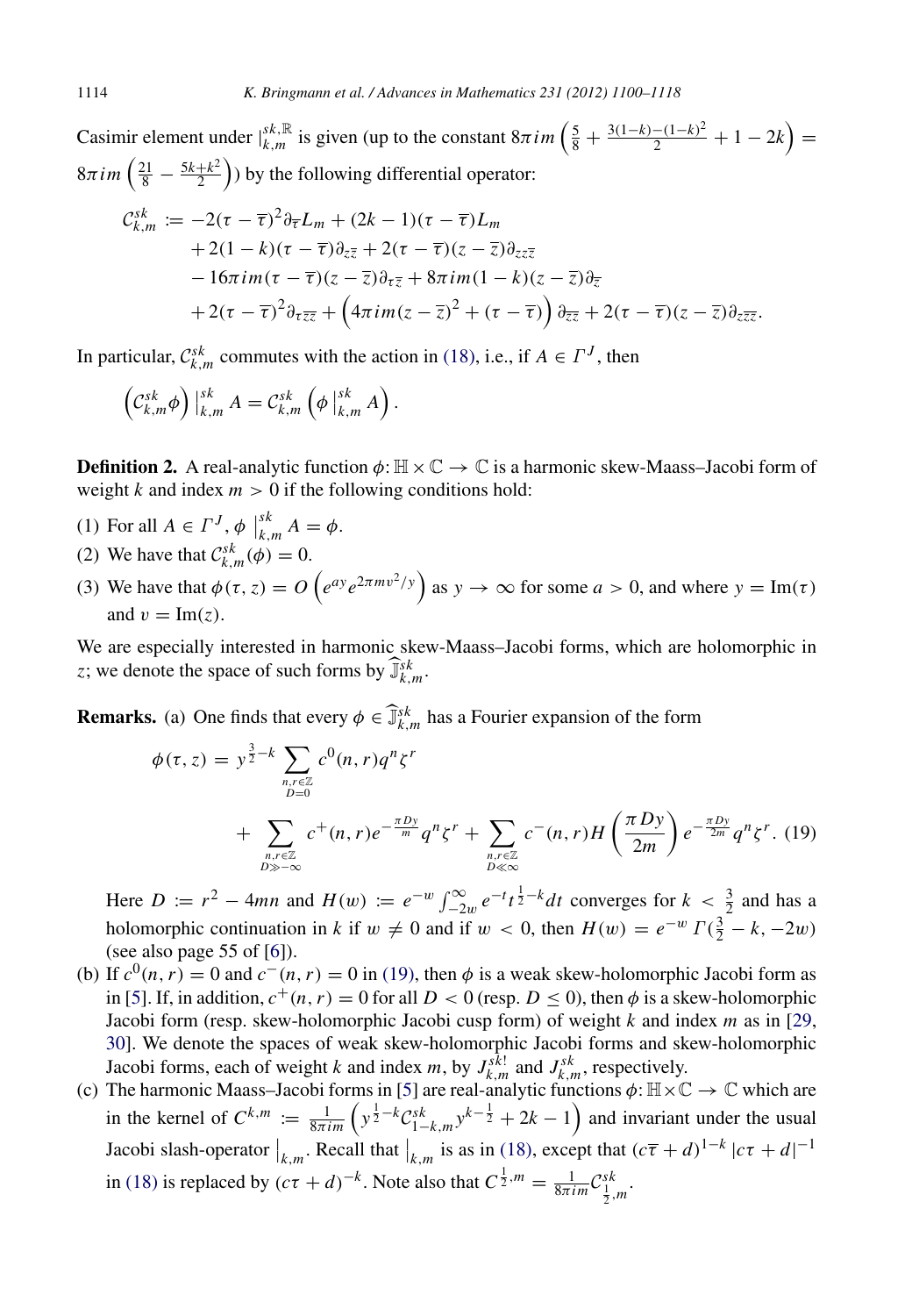Casimir element under $|_{k,m}^{sk,\mathbb{R}}$ is given (up to the constant $8\pi im\left(\frac{5}{8}+\frac{3(1-k)-(1-k)^2}{2}+1-2k\right)=8\pi im\left(\frac{21}{8}-\frac{5k+k^2}{2}\right)$) by the following differential operator:

$$
\begin{aligned}
\mathcal{C}_{k,m}^{sk} &:= -2(\tau-\overline{\tau})^2\partial_{\overline{\tau}}L_m + (2k-1)(\tau-\overline{\tau})L_m \\
&\quad + 2(1-k)(\tau-\overline{\tau})\partial_{z\overline{z}} + 2(\tau-\overline{\tau})(z-\overline{z})\partial_{zz\overline{z}} \\
&\quad - 16\pi im(\tau-\overline{\tau})(z-\overline{z})\partial_{\tau\overline{z}} + 8\pi im(1-k)(z-\overline{z})\partial_{\overline{z}} \\
&\quad + 2(\tau-\overline{\tau})^2\partial_{\tau\overline{z}\overline{z}} + \left(4\pi im(z-\overline{z})^2+(\tau-\overline{\tau})\right)\partial_{\overline{z}\overline{z}} + 2(\tau-\overline{\tau})(z-\overline{z})\partial_{z\overline{z}\overline{z}}.
\end{aligned}
$$

In particular, $\mathcal{C}_{k,m}^{sk}$ commutes with the action in (18), i.e., if $A\in\Gamma^J$, then

$$
\left(\mathcal{C}_{k,m}^{sk}\phi\right)\big|_{k,m}^{sk} A = \mathcal{C}_{k,m}^{sk}\left(\phi\big|_{k,m}^{sk} A\right).
$$

**Definition 2.** A real-analytic function $\phi\colon\mathbb{H}\times\mathbb{C}\to\mathbb{C}$ is a harmonic skew-Maass–Jacobi form of weight $k$ and index $m>0$ if the following conditions hold:

(1) For all $A\in\Gamma^J$, $\phi\big|_{k,m}^{sk} A=\phi$.
(2) We have that $\mathcal{C}_{k,m}^{sk}(\phi)=0$.
(3) We have that $\phi(\tau,z)=O\left(e^{ay}e^{2\pi mv^2/y}\right)$ as $y\to\infty$ for some $a>0$, and where $y=\mathrm{Im}(\tau)$ and $v=\mathrm{Im}(z)$.

We are especially interested in harmonic skew-Maass–Jacobi forms, which are holomorphic in $z$; we denote the space of such forms by $\widehat{\mathbb{J}}_{k,m}^{sk}$.

**Remarks.** (a) One finds that every $\phi\in\widehat{\mathbb{J}}_{k,m}^{sk}$ has a Fourier expansion of the form

$$
\begin{aligned}
\phi(\tau,z) &= y^{\frac{3}{2}-k}\sum_{\substack{n,r\in\mathbb{Z}\\ D=0}} c^0(n,r)q^n\zeta^r \\
&\quad + \sum_{\substack{n,r\in\mathbb{Z}\\ D\gg-\infty}} c^+(n,r)e^{-\frac{\pi Dy}{m}}q^n\zeta^r + \sum_{\substack{n,r\in\mathbb{Z}\\ D\ll\infty}} c^-(n,r)H\left(\frac{\pi Dy}{2m}\right)e^{-\frac{\pi Dy}{2m}}q^n\zeta^r. \quad (19)
\end{aligned}
$$

Here $D:=r^2-4mn$ and $H(w):=e^{-w}\int_{-2w}^{\infty}e^{-t}t^{\frac{1}{2}-k}dt$ converges for $k<\frac{3}{2}$ and has a holomorphic continuation in $k$ if $w\neq 0$ and if $w<0$, then $H(w)=e^{-w}\,\Gamma(\frac{3}{2}-k,-2w)$ (see also page 55 of [6]).

(b) If $c^0(n,r)=0$ and $c^-(n,r)=0$ in (19), then $\phi$ is a weak skew-holomorphic Jacobi form as in [5]. If, in addition, $c^+(n,r)=0$ for all $D<0$ (resp. $D\leq 0$), then $\phi$ is a skew-holomorphic Jacobi form (resp. skew-holomorphic Jacobi cusp form) of weight $k$ and index $m$ as in [29, 30]. We denote the spaces of weak skew-holomorphic Jacobi forms and skew-holomorphic Jacobi forms, each of weight $k$ and index $m$, by $J_{k,m}^{sk!}$ and $J_{k,m}^{sk}$, respectively.

(c) The harmonic Maass–Jacobi forms in [5] are real-analytic functions $\phi\colon\mathbb{H}\times\mathbb{C}\to\mathbb{C}$ which are in the kernel of $C^{k,m}:=\frac{1}{8\pi im}\left(y^{\frac{1}{2}-k}\mathcal{C}_{1-k,m}^{sk}y^{k-\frac{1}{2}}+2k-1\right)$ and invariant under the usual Jacobi slash-operator $\big|_{k,m}$. Recall that $\big|_{k,m}$ is as in (18), except that $(c\overline{\tau}+d)^{1-k}\,|c\tau+d|^{-1}$ in (18) is replaced by $(c\tau+d)^{-k}$. Note also that $C^{\frac{1}{2},m}=\frac{1}{8\pi im}\mathcal{C}_{\frac{1}{2},m}^{sk}$.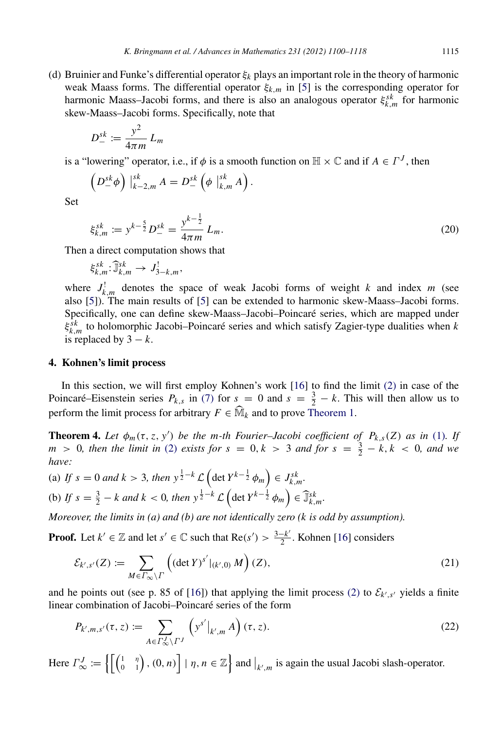(d) Bruinier and Funke's differential operator $\xi_k$ plays an important role in the theory of harmonic weak Maass forms. The differential operator $\xi_{k,m}$ in [5] is the corresponding operator for harmonic Maass–Jacobi forms, and there is also an analogous operator $\xi^{sk}_{k,m}$ for harmonic skew-Maass–Jacobi forms. Specifically, note that

$$D^{sk}_{-} := \frac{y^2}{4\pi m} L_m$$

is a "lowering" operator, i.e., if $\phi$ is a smooth function on $\mathbb{H} \times \mathbb{C}$ and if $A \in \Gamma^J$, then

$$\left(D^{sk}_{-}\phi\right) \big|^{sk}_{k-2,m} A = D^{sk}_{-} \left(\phi \,\big|^{sk}_{k,m} A\right).$$

Set

$$\xi^{sk}_{k,m} := y^{k-\frac{5}{2}} D^{sk}_{-} = \frac{y^{k-\frac{1}{2}}}{4\pi m} L_m. \tag{20}$$

Then a direct computation shows that

$$\xi^{sk}_{k,m} : \widehat{\mathbb{J}}^{sk}_{k,m} \to J^{!}_{3-k,m},$$

where $J^{!}_{k,m}$ denotes the space of weak Jacobi forms of weight $k$ and index $m$ (see also [5]). The main results of [5] can be extended to harmonic skew-Maass–Jacobi forms. Specifically, one can define skew-Maass–Jacobi–Poincaré series, which are mapped under $\xi^{sk}_{k,m}$ to holomorphic Jacobi–Poincaré series and which satisfy Zagier-type dualities when $k$ is replaced by $3-k$.

## 4. Kohnen's limit process

In this section, we will first employ Kohnen's work [16] to find the limit (2) in case of the Poincaré–Eisenstein series $P_{k,s}$ in (7) for $s = 0$ and $s = \frac{3}{2} - k$. This will then allow us to perform the limit process for arbitrary $F \in \widehat{\mathbb{M}}_k$ and to prove Theorem 1.

**Theorem 4.** *Let $\phi_m(\tau, z, y')$ be the m-th Fourier–Jacobi coefficient of $P_{k,s}(Z)$ as in (1). If $m > 0$, then the limit in (2) exists for $s = 0, k > 3$ and for $s = \frac{3}{2} - k, k < 0$, and we have:*

(a) *If $s = 0$ and $k > 3$, then $y^{\frac{1}{2}-k}\,\mathcal{L}\left(\det Y^{k-\frac{1}{2}}\,\phi_m\right) \in J^{sk}_{k,m}$.*

(b) *If $s = \frac{3}{2} - k$ and $k < 0$, then $y^{\frac{1}{2}-k}\,\mathcal{L}\left(\det Y^{k-\frac{1}{2}}\,\phi_m\right) \in \widehat{\mathbb{J}}^{sk}_{k,m}$.*

*Moreover, the limits in (a) and (b) are not identically zero (k is odd by assumption).*

**Proof.** Let $k' \in \mathbb{Z}$ and let $s' \in \mathbb{C}$ such that $\mathrm{Re}(s') > \frac{3-k'}{2}$. Kohnen [16] considers

$$\mathcal{E}_{k',s'}(Z) := \sum_{M \in \Gamma_\infty \backslash \Gamma} \left((\det Y)^{s'}|_{(k',0)}\, M\right)(Z), \tag{21}$$

and he points out (see p. 85 of [16]) that applying the limit process (2) to $\mathcal{E}_{k',s'}$ yields a finite linear combination of Jacobi–Poincaré series of the form

$$P_{k',m,s'}(\tau, z) := \sum_{A \in \Gamma^J_\infty \backslash \Gamma^J} \left(y^{s'}\big|_{k',m}\, A\right)(\tau, z). \tag{22}$$

Here $\Gamma^J_\infty := \left\{\left[\begin{pmatrix} 1 & \eta \\ 0 & 1 \end{pmatrix}, (0, n)\right] \mid \eta, n \in \mathbb{Z}\right\}$ and $\big|_{k',m}$ is again the usual Jacobi slash-operator.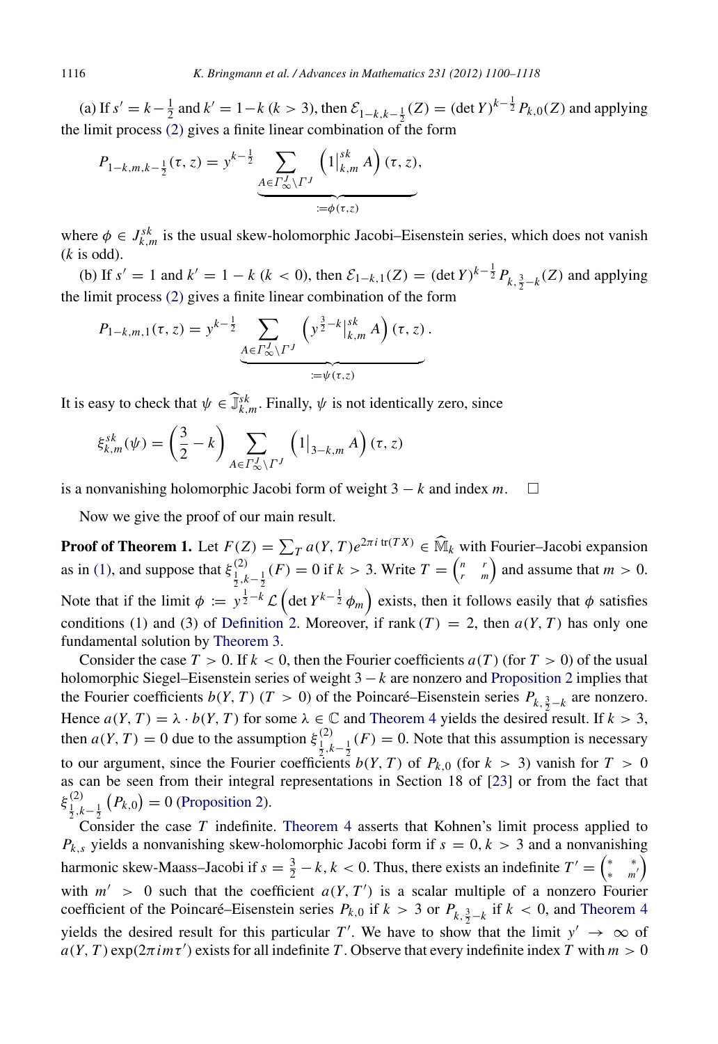(a) If $s' = k - \frac{1}{2}$ and $k' = 1 - k$ ($k > 3$), then $\mathcal{E}_{1-k,k-\frac{1}{2}}(Z) = (\det Y)^{k-\frac{1}{2}} P_{k,0}(Z)$ and applying the limit process (2) gives a finite linear combination of the form

$$P_{1-k,m,k-\frac{1}{2}}(\tau, z) = y^{k-\frac{1}{2}} \underbrace{\sum_{A \in \Gamma_\infty^J \backslash \Gamma^J} \left(1\big|_{k,m}^{sk} A\right)(\tau, z)}_{:=\phi(\tau,z)},$$

where $\phi \in J_{k,m}^{sk}$ is the usual skew-holomorphic Jacobi–Eisenstein series, which does not vanish ($k$ is odd).

(b) If $s' = 1$ and $k' = 1 - k$ ($k < 0$), then $\mathcal{E}_{1-k,1}(Z) = (\det Y)^{k-\frac{1}{2}} P_{k,\frac{3}{2}-k}(Z)$ and applying the limit process (2) gives a finite linear combination of the form

$$P_{1-k,m,1}(\tau, z) = y^{k-\frac{1}{2}} \underbrace{\sum_{A \in \Gamma_\infty^J \backslash \Gamma^J} \left(y^{\frac{3}{2}-k}\big|_{k,m}^{sk} A\right)(\tau, z)}_{:=\psi(\tau,z)}.$$

It is easy to check that $\psi \in \widehat{\mathbb{J}}_{k,m}^{sk}$. Finally, $\psi$ is not identically zero, since

$$\xi_{k,m}^{sk}(\psi) = \left(\frac{3}{2} - k\right) \sum_{A \in \Gamma_\infty^J \backslash \Gamma^J} \left(1\big|_{3-k,m} A\right)(\tau, z)$$

is a nonvanishing holomorphic Jacobi form of weight $3 - k$ and index $m$. $\square$

Now we give the proof of our main result.

**Proof of Theorem 1.** Let $F(Z) = \sum_T a(Y, T) e^{2\pi i \operatorname{tr}(TX)} \in \widehat{\mathbb{M}}_k$ with Fourier–Jacobi expansion as in (1), and suppose that $\xi_{\frac{1}{2},k-\frac{1}{2}}^{(2)}(F) = 0$ if $k > 3$. Write $T = \begin{pmatrix} n & r \\ r & m \end{pmatrix}$ and assume that $m > 0$. Note that if the limit $\phi := y^{\frac{1}{2}-k} \mathcal{L}\left(\det Y^{k-\frac{1}{2}} \phi_m\right)$ exists, then it follows easily that $\phi$ satisfies conditions (1) and (3) of Definition 2. Moreover, if $\operatorname{rank}(T) = 2$, then $a(Y, T)$ has only one fundamental solution by Theorem 3.

Consider the case $T > 0$. If $k < 0$, then the Fourier coefficients $a(T)$ (for $T > 0$) of the usual holomorphic Siegel–Eisenstein series of weight $3 - k$ are nonzero and Proposition 2 implies that the Fourier coefficients $b(Y, T)$ ($T > 0$) of the Poincaré–Eisenstein series $P_{k,\frac{3}{2}-k}$ are nonzero. Hence $a(Y, T) = \lambda \cdot b(Y, T)$ for some $\lambda \in \mathbb{C}$ and Theorem 4 yields the desired result. If $k > 3$, then $a(Y, T) = 0$ due to the assumption $\xi_{\frac{1}{2},k-\frac{1}{2}}^{(2)}(F) = 0$. Note that this assumption is necessary to our argument, since the Fourier coefficients $b(Y, T)$ of $P_{k,0}$ (for $k > 3$) vanish for $T > 0$ as can be seen from their integral representations in Section 18 of [23] or from the fact that $\xi_{\frac{1}{2},k-\frac{1}{2}}^{(2)}(P_{k,0}) = 0$ (Proposition 2).

Consider the case $T$ indefinite. Theorem 4 asserts that Kohnen's limit process applied to $P_{k,s}$ yields a nonvanishing skew-holomorphic Jacobi form if $s = 0$, $k > 3$ and a nonvanishing harmonic skew-Maass–Jacobi if $s = \frac{3}{2} - k$, $k < 0$. Thus, there exists an indefinite $T' = \begin{pmatrix} * & * \\ * & m' \end{pmatrix}$ with $m' > 0$ such that the coefficient $a(Y, T')$ is a scalar multiple of a nonzero Fourier coefficient of the Poincaré–Eisenstein series $P_{k,0}$ if $k > 3$ or $P_{k,\frac{3}{2}-k}$ if $k < 0$, and Theorem 4 yields the desired result for this particular $T'$. We have to show that the limit $y' \to \infty$ of $a(Y, T) \exp(2\pi i m \tau')$ exists for all indefinite $T$. Observe that every indefinite index $T$ with $m > 0$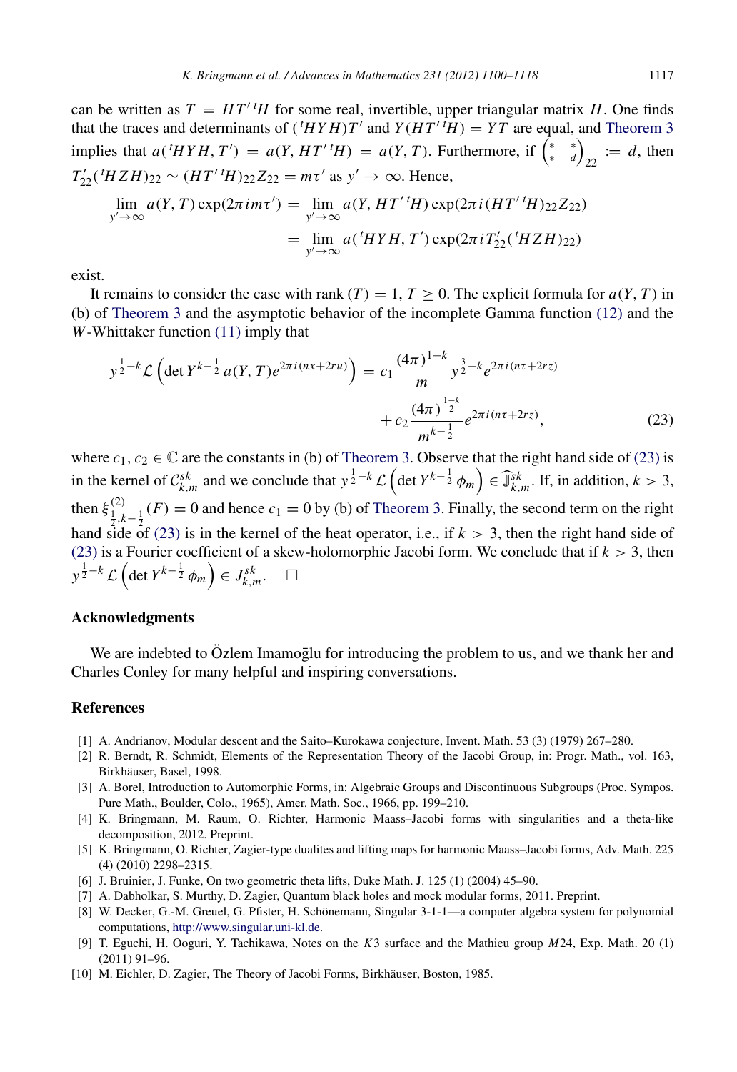can be written as $T = HT'\,{}^tH$ for some real, invertible, upper triangular matrix $H$. One finds that the traces and determinants of $({}^tHYH)T'$ and $Y(HT'\,{}^tH) = YT$ are equal, and Theorem 3 implies that $a({}^tHYH, T') = a(Y, HT'\,{}^tH) = a(Y, T)$. Furthermore, if $\begin{pmatrix} * & * \\ * & d \end{pmatrix}_{22} := d$, then $T'_{22}({}^tHZH)_{22} \sim (HT'\,{}^tH)_{22}Z_{22} = m\tau'$ as $y' \to \infty$. Hence,

$$\lim_{y'\to\infty} a(Y, T)\exp(2\pi i m\tau') = \lim_{y'\to\infty} a\big(Y, HT'\,{}^tH\big)\exp\big(2\pi i \big(HT'\,{}^tH\big)_{22}Z_{22}\big)$$
$$= \lim_{y'\to\infty} a\big({}^tHYH, T'\big)\exp\big(2\pi i T'_{22}\big({}^tHZH\big)_{22}\big)$$

exist.

It remains to consider the case with rank $(T) = 1$, $T \geq 0$. The explicit formula for $a(Y, T)$ in (b) of Theorem 3 and the asymptotic behavior of the incomplete Gamma function (12) and the $W$-Whittaker function (11) imply that

$$y^{\frac{1}{2}-k}\mathcal{L}\left(\det Y^{k-\frac{1}{2}}\, a(Y, T)e^{2\pi i(nx+2ru)}\right) = c_1\frac{(4\pi)^{1-k}}{m}y^{\frac{3}{2}-k}e^{2\pi i(n\tau+2rz)} + c_2\frac{(4\pi)^{\frac{1-k}{2}}}{m^{k-\frac{1}{2}}}e^{2\pi i(n\tau+2rz)}, \tag{23}$$

where $c_1, c_2 \in \mathbb{C}$ are the constants in (b) of Theorem 3. Observe that the right hand side of (23) is in the kernel of $\mathcal{C}^{sk}_{k,m}$ and we conclude that $y^{\frac{1}{2}-k}\,\mathcal{L}\left(\det Y^{k-\frac{1}{2}}\,\phi_m\right) \in \widehat{\mathbb{J}}^{sk}_{k,m}$. If, in addition, $k > 3$, then $\xi^{(2)}_{\frac{1}{2},k-\frac{1}{2}}(F) = 0$ and hence $c_1 = 0$ by (b) of Theorem 3. Finally, the second term on the right hand side of (23) is in the kernel of the heat operator, i.e., if $k > 3$, then the right hand side of (23) is a Fourier coefficient of a skew-holomorphic Jacobi form. We conclude that if $k > 3$, then $y^{\frac{1}{2}-k}\,\mathcal{L}\left(\det Y^{k-\frac{1}{2}}\,\phi_m\right) \in J^{sk}_{k,m}$. $\square$

## Acknowledgments

We are indebted to Özlem Imamoḡlu for introducing the problem to us, and we thank her and Charles Conley for many helpful and inspiring conversations.

## References

[1] A. Andrianov, Modular descent and the Saito–Kurokawa conjecture, Invent. Math. 53 (3) (1979) 267–280.

[2] R. Berndt, R. Schmidt, Elements of the Representation Theory of the Jacobi Group, in: Progr. Math., vol. 163, Birkhäuser, Basel, 1998.

[3] A. Borel, Introduction to Automorphic Forms, in: Algebraic Groups and Discontinuous Subgroups (Proc. Sympos. Pure Math., Boulder, Colo., 1965), Amer. Math. Soc., 1966, pp. 199–210.

[4] K. Bringmann, M. Raum, O. Richter, Harmonic Maass–Jacobi forms with singularities and a theta-like decomposition, 2012. Preprint.

[5] K. Bringmann, O. Richter, Zagier-type dualites and lifting maps for harmonic Maass–Jacobi forms, Adv. Math. 225 (4) (2010) 2298–2315.

[6] J. Bruinier, J. Funke, On two geometric theta lifts, Duke Math. J. 125 (1) (2004) 45–90.

[7] A. Dabholkar, S. Murthy, D. Zagier, Quantum black holes and mock modular forms, 2011. Preprint.

[8] W. Decker, G.-M. Greuel, G. Pfister, H. Schönemann, Singular 3-1-1—a computer algebra system for polynomial computations, http://www.singular.uni-kl.de.

[9] T. Eguchi, H. Ooguri, Y. Tachikawa, Notes on the $K3$ surface and the Mathieu group $M24$, Exp. Math. 20 (1) (2011) 91–96.

[10] M. Eichler, D. Zagier, The Theory of Jacobi Forms, Birkhäuser, Boston, 1985.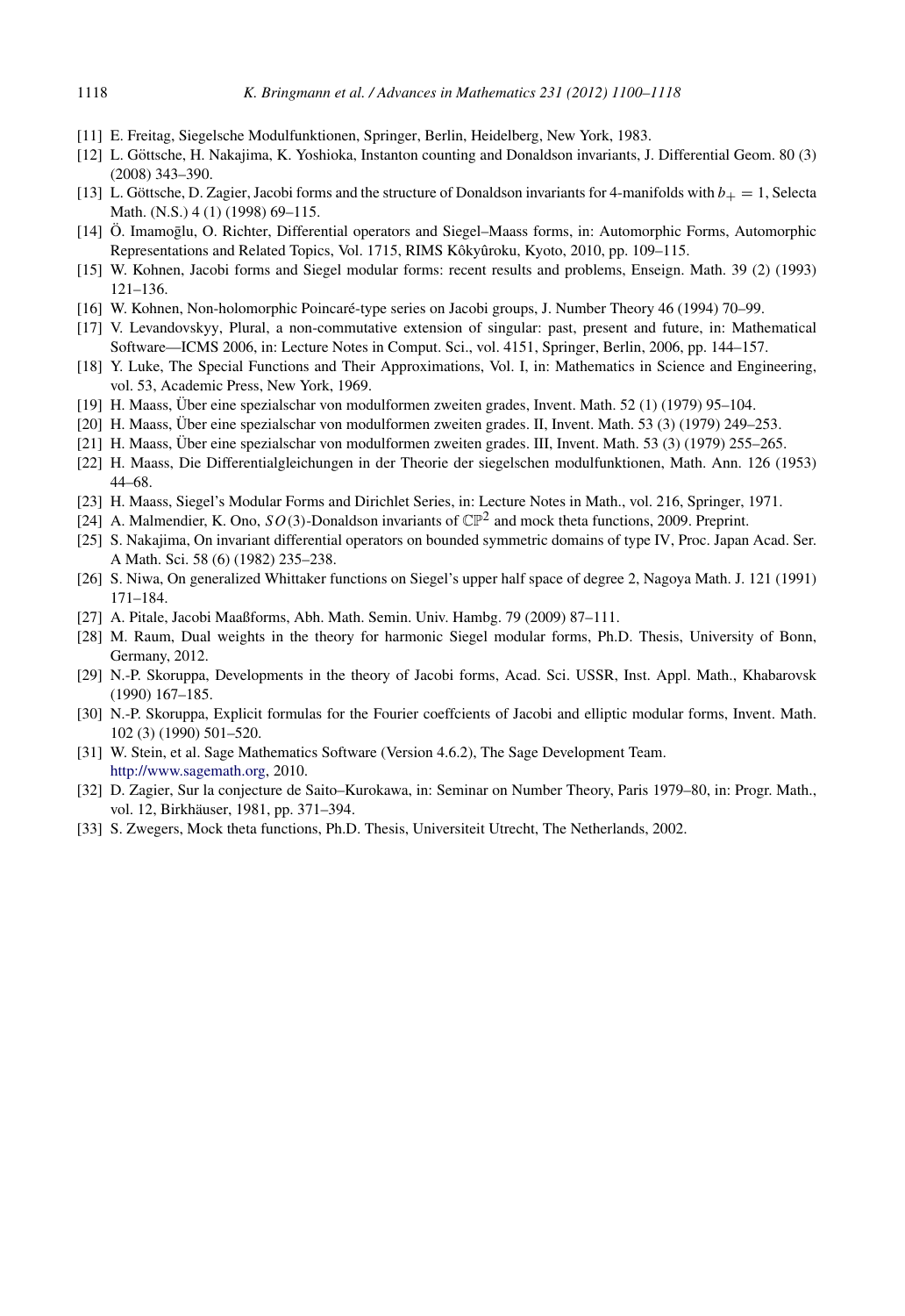[11] E. Freitag, Siegelsche Modulfunktionen, Springer, Berlin, Heidelberg, New York, 1983.

[12] L. Göttsche, H. Nakajima, K. Yoshioka, Instanton counting and Donaldson invariants, J. Differential Geom. 80 (3) (2008) 343–390.

[13] L. Göttsche, D. Zagier, Jacobi forms and the structure of Donaldson invariants for 4-manifolds with $b_+ = 1$, Selecta Math. (N.S.) 4 (1) (1998) 69–115.

[14] Ö. Imamoḡlu, O. Richter, Differential operators and Siegel–Maass forms, in: Automorphic Forms, Automorphic Representations and Related Topics, Vol. 1715, RIMS Kôkyûroku, Kyoto, 2010, pp. 109–115.

[15] W. Kohnen, Jacobi forms and Siegel modular forms: recent results and problems, Enseign. Math. 39 (2) (1993) 121–136.

[16] W. Kohnen, Non-holomorphic Poincaré-type series on Jacobi groups, J. Number Theory 46 (1994) 70–99.

[17] V. Levandovskyy, Plural, a non-commutative extension of singular: past, present and future, in: Mathematical Software—ICMS 2006, in: Lecture Notes in Comput. Sci., vol. 4151, Springer, Berlin, 2006, pp. 144–157.

[18] Y. Luke, The Special Functions and Their Approximations, Vol. I, in: Mathematics in Science and Engineering, vol. 53, Academic Press, New York, 1969.

[19] H. Maass, Über eine spezialschar von modulformen zweiten grades, Invent. Math. 52 (1) (1979) 95–104.

[20] H. Maass, Über eine spezialschar von modulformen zweiten grades. II, Invent. Math. 53 (3) (1979) 249–253.

[21] H. Maass, Über eine spezialschar von modulformen zweiten grades. III, Invent. Math. 53 (3) (1979) 255–265.

[22] H. Maass, Die Differentialgleichungen in der Theorie der siegelschen modulfunktionen, Math. Ann. 126 (1953) 44–68.

[23] H. Maass, Siegel's Modular Forms and Dirichlet Series, in: Lecture Notes in Math., vol. 216, Springer, 1971.

[24] A. Malmendier, K. Ono, $SO(3)$-Donaldson invariants of $\mathbb{CP}^2$ and mock theta functions, 2009. Preprint.

[25] S. Nakajima, On invariant differential operators on bounded symmetric domains of type IV, Proc. Japan Acad. Ser. A Math. Sci. 58 (6) (1982) 235–238.

[26] S. Niwa, On generalized Whittaker functions on Siegel's upper half space of degree 2, Nagoya Math. J. 121 (1991) 171–184.

[27] A. Pitale, Jacobi Maaßforms, Abh. Math. Semin. Univ. Hambg. 79 (2009) 87–111.

[28] M. Raum, Dual weights in the theory for harmonic Siegel modular forms, Ph.D. Thesis, University of Bonn, Germany, 2012.

[29] N.-P. Skoruppa, Developments in the theory of Jacobi forms, Acad. Sci. USSR, Inst. Appl. Math., Khabarovsk (1990) 167–185.

[30] N.-P. Skoruppa, Explicit formulas for the Fourier coeffcients of Jacobi and elliptic modular forms, Invent. Math. 102 (3) (1990) 501–520.

[31] W. Stein, et al. Sage Mathematics Software (Version 4.6.2), The Sage Development Team. http://www.sagemath.org, 2010.

[32] D. Zagier, Sur la conjecture de Saito–Kurokawa, in: Seminar on Number Theory, Paris 1979–80, in: Progr. Math., vol. 12, Birkhäuser, 1981, pp. 371–394.

[33] S. Zwegers, Mock theta functions, Ph.D. Thesis, Universiteit Utrecht, The Netherlands, 2002.